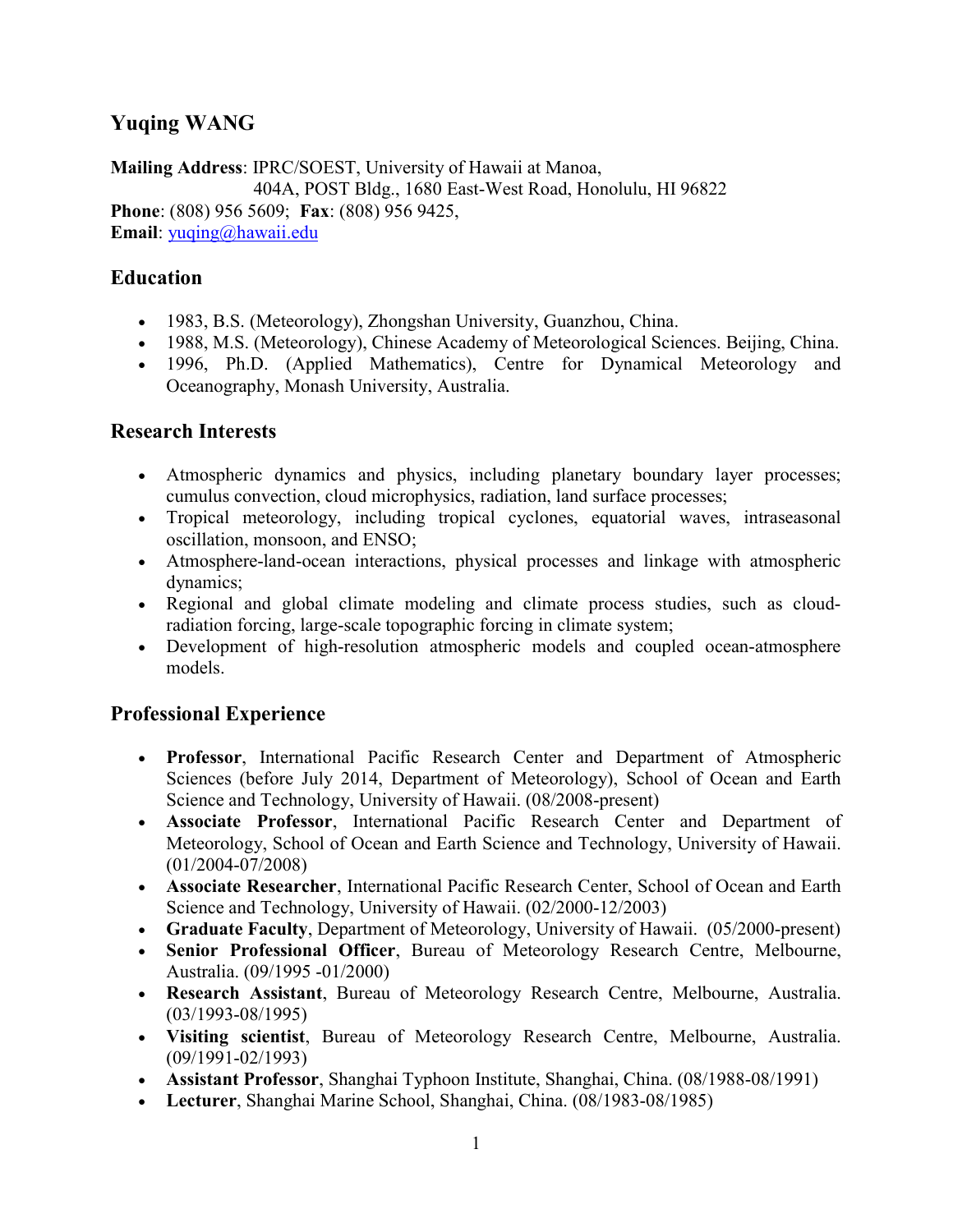# Yuqing WANG

**Mailing Address**: IPRC/SOEST, University of Hawaii at Manoa,
404A, POST Bldg., 1680 East-West Road, Honolulu, HI 96822
**Phone**: (808) 956 5609; **Fax**: (808) 956 9425,
**Email**: yuqing@hawaii.edu

## Education

- 1983, B.S. (Meteorology), Zhongshan University, Guanzhou, China.
- 1988, M.S. (Meteorology), Chinese Academy of Meteorological Sciences. Beijing, China.
- 1996, Ph.D. (Applied Mathematics), Centre for Dynamical Meteorology and Oceanography, Monash University, Australia.

## Research Interests

- Atmospheric dynamics and physics, including planetary boundary layer processes; cumulus convection, cloud microphysics, radiation, land surface processes;
- Tropical meteorology, including tropical cyclones, equatorial waves, intraseasonal oscillation, monsoon, and ENSO;
- Atmosphere-land-ocean interactions, physical processes and linkage with atmospheric dynamics;
- Regional and global climate modeling and climate process studies, such as cloud-radiation forcing, large-scale topographic forcing in climate system;
- Development of high-resolution atmospheric models and coupled ocean-atmosphere models.

## Professional Experience

- **Professor**, International Pacific Research Center and Department of Atmospheric Sciences (before July 2014, Department of Meteorology), School of Ocean and Earth Science and Technology, University of Hawaii. (08/2008-present)
- **Associate Professor**, International Pacific Research Center and Department of Meteorology, School of Ocean and Earth Science and Technology, University of Hawaii. (01/2004-07/2008)
- **Associate Researcher**, International Pacific Research Center, School of Ocean and Earth Science and Technology, University of Hawaii. (02/2000-12/2003)
- **Graduate Faculty**, Department of Meteorology, University of Hawaii. (05/2000-present)
- **Senior Professional Officer**, Bureau of Meteorology Research Centre, Melbourne, Australia. (09/1995 -01/2000)
- **Research Assistant**, Bureau of Meteorology Research Centre, Melbourne, Australia. (03/1993-08/1995)
- **Visiting scientist**, Bureau of Meteorology Research Centre, Melbourne, Australia. (09/1991-02/1993)
- **Assistant Professor**, Shanghai Typhoon Institute, Shanghai, China. (08/1988-08/1991)
- **Lecturer**, Shanghai Marine School, Shanghai, China. (08/1983-08/1985)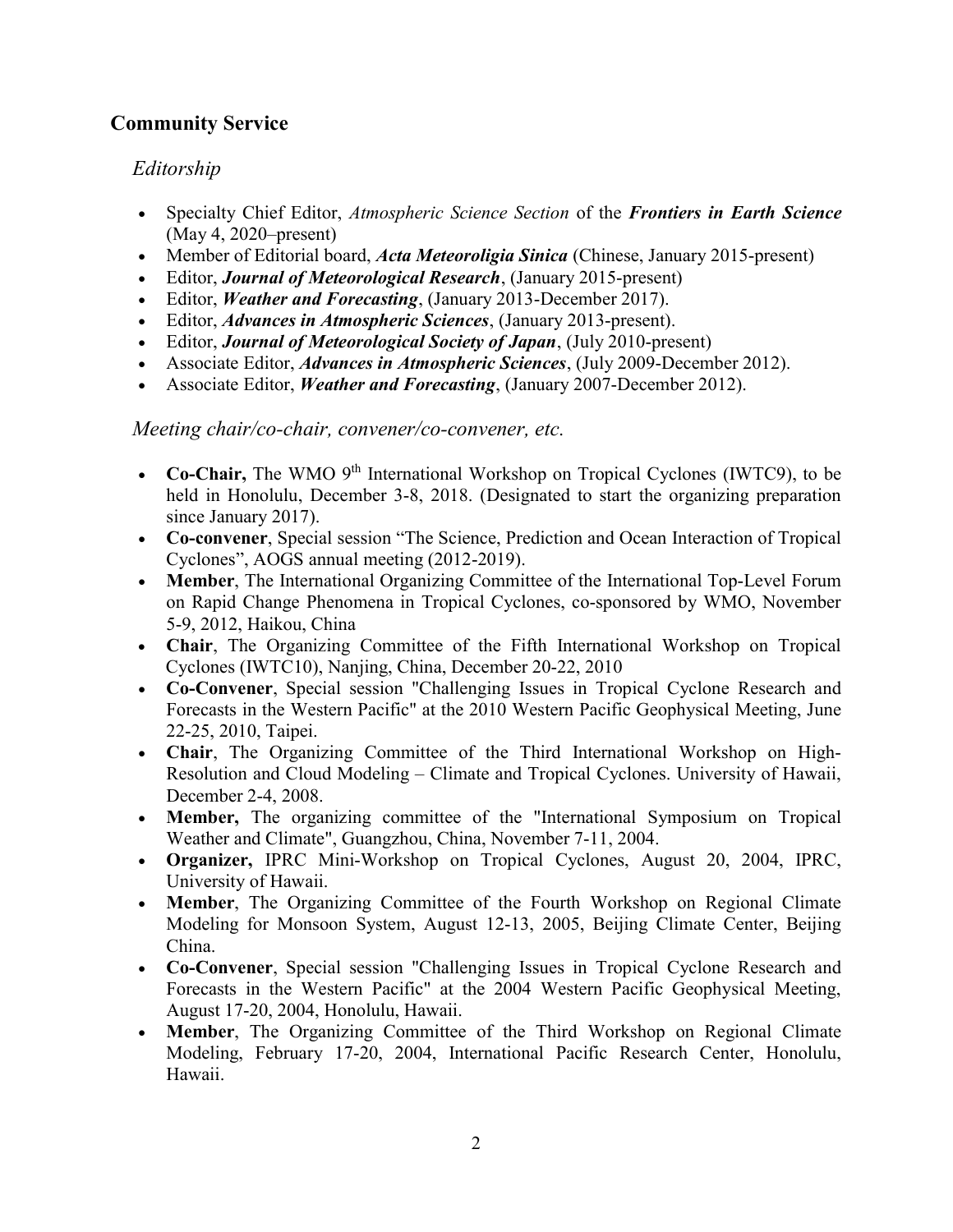## Community Service

### *Editorship*

- Specialty Chief Editor, *Atmospheric Science Section* of the ***Frontiers in Earth Science*** (May 4, 2020–present)
- Member of Editorial board, ***Acta Meteoroligia Sinica*** (Chinese, January 2015-present)
- Editor, ***Journal of Meteorological Research***, (January 2015-present)
- Editor, ***Weather and Forecasting***, (January 2013-December 2017).
- Editor, ***Advances in Atmospheric Sciences***, (January 2013-present).
- Editor, ***Journal of Meteorological Society of Japan***, (July 2010-present)
- Associate Editor, ***Advances in Atmospheric Sciences***, (July 2009-December 2012).
- Associate Editor, ***Weather and Forecasting***, (January 2007-December 2012).

### *Meeting chair/co-chair, convener/co-convener, etc.*

- **Co-Chair,** The WMO 9th International Workshop on Tropical Cyclones (IWTC9), to be held in Honolulu, December 3-8, 2018. (Designated to start the organizing preparation since January 2017).
- **Co-convener**, Special session "The Science, Prediction and Ocean Interaction of Tropical Cyclones", AOGS annual meeting (2012-2019).
- **Member**, The International Organizing Committee of the International Top-Level Forum on Rapid Change Phenomena in Tropical Cyclones, co-sponsored by WMO, November 5-9, 2012, Haikou, China
- **Chair**, The Organizing Committee of the Fifth International Workshop on Tropical Cyclones (IWTC10), Nanjing, China, December 20-22, 2010
- **Co-Convener**, Special session "Challenging Issues in Tropical Cyclone Research and Forecasts in the Western Pacific" at the 2010 Western Pacific Geophysical Meeting, June 22-25, 2010, Taipei.
- **Chair**, The Organizing Committee of the Third International Workshop on High-Resolution and Cloud Modeling – Climate and Tropical Cyclones. University of Hawaii, December 2-4, 2008.
- **Member,** The organizing committee of the "International Symposium on Tropical Weather and Climate", Guangzhou, China, November 7-11, 2004.
- **Organizer,** IPRC Mini-Workshop on Tropical Cyclones, August 20, 2004, IPRC, University of Hawaii.
- **Member**, The Organizing Committee of the Fourth Workshop on Regional Climate Modeling for Monsoon System, August 12-13, 2005, Beijing Climate Center, Beijing China.
- **Co-Convener**, Special session "Challenging Issues in Tropical Cyclone Research and Forecasts in the Western Pacific" at the 2004 Western Pacific Geophysical Meeting, August 17-20, 2004, Honolulu, Hawaii.
- **Member**, The Organizing Committee of the Third Workshop on Regional Climate Modeling, February 17-20, 2004, International Pacific Research Center, Honolulu, Hawaii.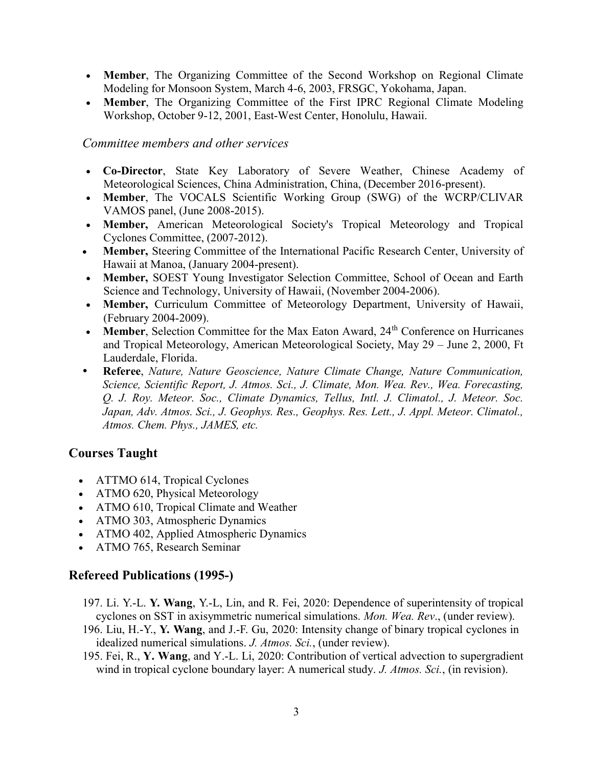- **Member**, The Organizing Committee of the Second Workshop on Regional Climate Modeling for Monsoon System, March 4-6, 2003, FRSGC, Yokohama, Japan.
- **Member**, The Organizing Committee of the First IPRC Regional Climate Modeling Workshop, October 9-12, 2001, East-West Center, Honolulu, Hawaii.

### *Committee members and other services*

- **Co-Director**, State Key Laboratory of Severe Weather, Chinese Academy of Meteorological Sciences, China Administration, China, (December 2016-present).
- **Member**, The VOCALS Scientific Working Group (SWG) of the WCRP/CLIVAR VAMOS panel, (June 2008-2015).
- **Member,** American Meteorological Society's Tropical Meteorology and Tropical Cyclones Committee, (2007-2012).
- **Member,** Steering Committee of the International Pacific Research Center, University of Hawaii at Manoa, (January 2004-present).
- **Member,** SOEST Young Investigator Selection Committee, School of Ocean and Earth Science and Technology, University of Hawaii, (November 2004-2006).
- **Member,** Curriculum Committee of Meteorology Department, University of Hawaii, (February 2004-2009).
- **Member**, Selection Committee for the Max Eaton Award, 24th Conference on Hurricanes and Tropical Meteorology, American Meteorological Society, May 29 – June 2, 2000, Ft Lauderdale, Florida.
- **Referee**, *Nature, Nature Geoscience, Nature Climate Change, Nature Communication, Science, Scientific Report, J. Atmos. Sci., J. Climate, Mon. Wea. Rev., Wea. Forecasting, Q. J. Roy. Meteor. Soc., Climate Dynamics, Tellus, Intl. J. Climatol., J. Meteor. Soc. Japan, Adv. Atmos. Sci., J. Geophys. Res., Geophys. Res. Lett., J. Appl. Meteor. Climatol., Atmos. Chem. Phys., JAMES, etc.*

## Courses Taught

- ATTMO 614, Tropical Cyclones
- ATMO 620, Physical Meteorology
- ATMO 610, Tropical Climate and Weather
- ATMO 303, Atmospheric Dynamics
- ATMO 402, Applied Atmospheric Dynamics
- ATMO 765, Research Seminar

## Refereed Publications (1995-)

197. Li. Y.-L. **Y. Wang**, Y.-L, Lin, and R. Fei, 2020: Dependence of superintensity of tropical cyclones on SST in axisymmetric numerical simulations. *Mon. Wea. Rev*., (under review).
196. Liu, H.-Y., **Y. Wang**, and J.-F. Gu, 2020: Intensity change of binary tropical cyclones in idealized numerical simulations. *J. Atmos. Sci.*, (under review).
195. Fei, R., **Y. Wang**, and Y.-L. Li, 2020: Contribution of vertical advection to supergradient wind in tropical cyclone boundary layer: A numerical study. *J. Atmos. Sci.*, (in revision).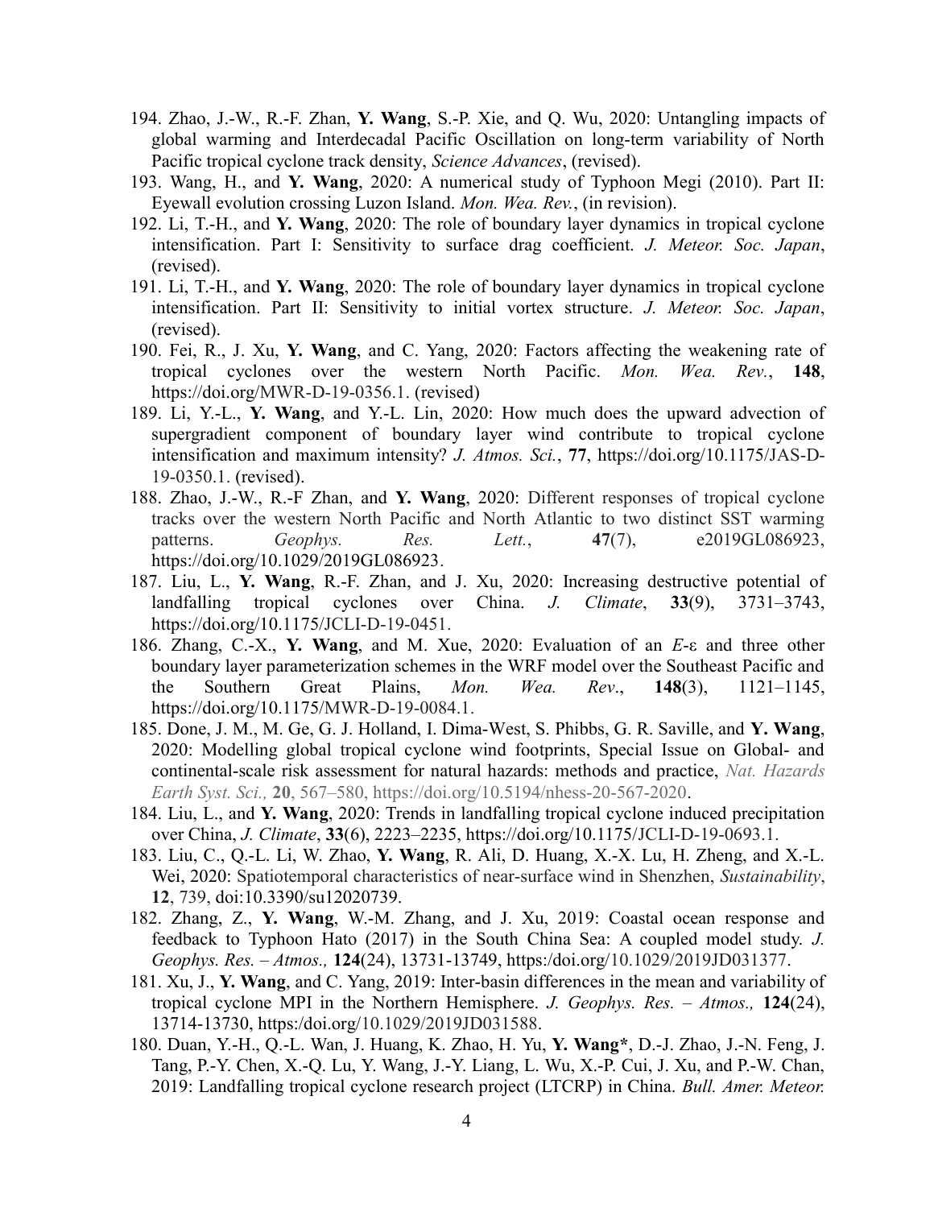194. Zhao, J.-W., R.-F. Zhan, **Y. Wang**, S.-P. Xie, and Q. Wu, 2020: Untangling impacts of global warming and Interdecadal Pacific Oscillation on long-term variability of North Pacific tropical cyclone track density, *Science Advances*, (revised).
193. Wang, H., and **Y. Wang**, 2020: A numerical study of Typhoon Megi (2010). Part II: Eyewall evolution crossing Luzon Island. *Mon. Wea. Rev.*, (in revision).
192. Li, T.-H., and **Y. Wang**, 2020: The role of boundary layer dynamics in tropical cyclone intensification. Part I: Sensitivity to surface drag coefficient. *J. Meteor. Soc. Japan*, (revised).
191. Li, T.-H., and **Y. Wang**, 2020: The role of boundary layer dynamics in tropical cyclone intensification. Part II: Sensitivity to initial vortex structure. *J. Meteor. Soc. Japan*, (revised).
190. Fei, R., J. Xu, **Y. Wang**, and C. Yang, 2020: Factors affecting the weakening rate of tropical cyclones over the western North Pacific. *Mon. Wea. Rev.*, **148**, https://doi.org/MWR-D-19-0356.1. (revised)
189. Li, Y.-L., **Y. Wang**, and Y.-L. Lin, 2020: How much does the upward advection of supergradient component of boundary layer wind contribute to tropical cyclone intensification and maximum intensity? *J. Atmos. Sci.*, **77**, https://doi.org/10.1175/JAS-D-19-0350.1. (revised).
188. Zhao, J.-W., R.-F Zhan, and **Y. Wang**, 2020: Different responses of tropical cyclone tracks over the western North Pacific and North Atlantic to two distinct SST warming patterns. *Geophys. Res. Lett.*, **47**(7), e2019GL086923, https://doi.org/10.1029/2019GL086923.
187. Liu, L., **Y. Wang**, R.-F. Zhan, and J. Xu, 2020: Increasing destructive potential of landfalling tropical cyclones over China. *J. Climate*, **33**(9), 3731–3743, https://doi.org/10.1175/JCLI-D-19-0451.
186. Zhang, C.-X., **Y. Wang**, and M. Xue, 2020: Evaluation of an $E$-ε and three other boundary layer parameterization schemes in the WRF model over the Southeast Pacific and the Southern Great Plains, *Mon. Wea. Rev*., **148**(3), 1121–1145, https://doi.org/10.1175/MWR-D-19-0084.1.
185. Done, J. M., M. Ge, G. J. Holland, I. Dima-West, S. Phibbs, G. R. Saville, and **Y. Wang**, 2020: Modelling global tropical cyclone wind footprints, Special Issue on Global- and continental-scale risk assessment for natural hazards: methods and practice, *Nat. Hazards Earth Syst. Sci.,* **20**, 567–580, https://doi.org/10.5194/nhess-20-567-2020.
184. Liu, L., and **Y. Wang**, 2020: Trends in landfalling tropical cyclone induced precipitation over China, *J. Climate*, **33**(6), 2223–2235, https://doi.org/10.1175/JCLI-D-19-0693.1.
183. Liu, C., Q.-L. Li, W. Zhao, **Y. Wang**, R. Ali, D. Huang, X.-X. Lu, H. Zheng, and X.-L. Wei, 2020: Spatiotemporal characteristics of near-surface wind in Shenzhen, *Sustainability*, **12**, 739, doi:10.3390/su12020739.
182. Zhang, Z., **Y. Wang**, W.-M. Zhang, and J. Xu, 2019: Coastal ocean response and feedback to Typhoon Hato (2017) in the South China Sea: A coupled model study. *J. Geophys. Res. – Atmos.,* **124**(24), 13731-13749, https:/doi.org/10.1029/2019JD031377.
181. Xu, J., **Y. Wang**, and C. Yang, 2019: Inter-basin differences in the mean and variability of tropical cyclone MPI in the Northern Hemisphere. *J. Geophys. Res. – Atmos.,* **124**(24), 13714-13730, https:/doi.org/10.1029/2019JD031588.
180. Duan, Y.-H., Q.-L. Wan, J. Huang, K. Zhao, H. Yu, **Y. Wang***, D.-J. Zhao, J.-N. Feng, J. Tang, P.-Y. Chen, X.-Q. Lu, Y. Wang, J.-Y. Liang, L. Wu, X.-P. Cui, J. Xu, and P.-W. Chan, 2019: Landfalling tropical cyclone research project (LTCRP) in China. *Bull. Amer. Meteor.*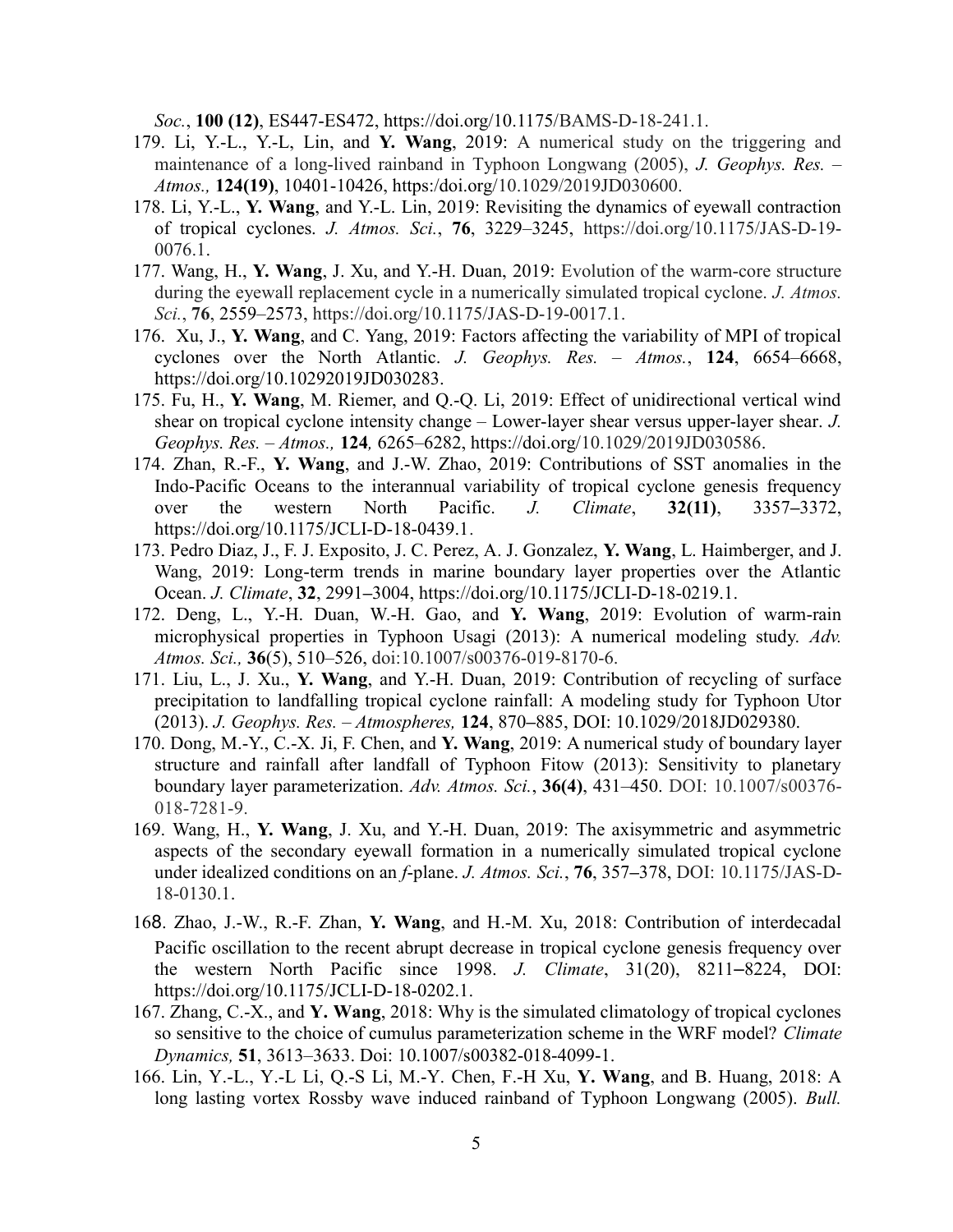*Soc.*, **100 (12)**, ES447-ES472, https://doi.org/10.1175/BAMS-D-18-241.1.

179. Li, Y.-L., Y.-L, Lin, and **Y. Wang**, 2019: A numerical study on the triggering and maintenance of a long-lived rainband in Typhoon Longwang (2005), *J. Geophys. Res. – Atmos.,* **124(19)**, 10401-10426, https:/doi.org/10.1029/2019JD030600.
178. Li, Y.-L., **Y. Wang**, and Y.-L. Lin, 2019: Revisiting the dynamics of eyewall contraction of tropical cyclones. *J. Atmos. Sci.*, **76**, 3229–3245, https://doi.org/10.1175/JAS-D-19-0076.1.
177. Wang, H., **Y. Wang**, J. Xu, and Y.-H. Duan, 2019: Evolution of the warm-core structure during the eyewall replacement cycle in a numerically simulated tropical cyclone. *J. Atmos. Sci.*, **76**, 2559–2573, https://doi.org/10.1175/JAS-D-19-0017.1.
176. Xu, J., **Y. Wang**, and C. Yang, 2019: Factors affecting the variability of MPI of tropical cyclones over the North Atlantic. *J. Geophys. Res. – Atmos.*, **124**, 6654–6668, https://doi.org/10.10292019JD030283.
175. Fu, H., **Y. Wang**, M. Riemer, and Q.-Q. Li, 2019: Effect of unidirectional vertical wind shear on tropical cyclone intensity change – Lower-layer shear versus upper-layer shear. *J. Geophys. Res. – Atmos.,* **124***,* 6265–6282, https://doi.org/10.1029/2019JD030586.
174. Zhan, R.-F., **Y. Wang**, and J.-W. Zhao, 2019: Contributions of SST anomalies in the Indo-Pacific Oceans to the interannual variability of tropical cyclone genesis frequency over the western North Pacific. *J. Climate*, **32(11)**, 3357–3372, https://doi.org/10.1175/JCLI-D-18-0439.1.
173. Pedro Diaz, J., F. J. Exposito, J. C. Perez, A. J. Gonzalez, **Y. Wang**, L. Haimberger, and J. Wang, 2019: Long-term trends in marine boundary layer properties over the Atlantic Ocean. *J. Climate*, **32**, 2991–3004, https://doi.org/10.1175/JCLI-D-18-0219.1.
172. Deng, L., Y.-H. Duan, W.-H. Gao, and **Y. Wang**, 2019: Evolution of warm-rain microphysical properties in Typhoon Usagi (2013): A numerical modeling study. *Adv. Atmos. Sci.,* **36**(5), 510–526, doi:10.1007/s00376-019-8170-6.
171. Liu, L., J. Xu., **Y. Wang**, and Y.-H. Duan, 2019: Contribution of recycling of surface precipitation to landfalling tropical cyclone rainfall: A modeling study for Typhoon Utor (2013). *J. Geophys. Res. – Atmospheres,* **124**, 870–885, DOI: 10.1029/2018JD029380.
170. Dong, M.-Y., C.-X. Ji, F. Chen, and **Y. Wang**, 2019: A numerical study of boundary layer structure and rainfall after landfall of Typhoon Fitow (2013): Sensitivity to planetary boundary layer parameterization. *Adv. Atmos. Sci.*, **36(4)**, 431–450. DOI: 10.1007/s00376-018-7281-9.
169. Wang, H., **Y. Wang**, J. Xu, and Y.-H. Duan, 2019: The axisymmetric and asymmetric aspects of the secondary eyewall formation in a numerically simulated tropical cyclone under idealized conditions on an *f*-plane. *J. Atmos. Sci.*, **76**, 357–378, DOI: 10.1175/JAS-D-18-0130.1.
168. Zhao, J.-W., R.-F. Zhan, **Y. Wang**, and H.-M. Xu, 2018: Contribution of interdecadal Pacific oscillation to the recent abrupt decrease in tropical cyclone genesis frequency over the western North Pacific since 1998. *J. Climate*, 31(20), 8211–8224, DOI: https://doi.org/10.1175/JCLI-D-18-0202.1.
167. Zhang, C.-X., and **Y. Wang**, 2018: Why is the simulated climatology of tropical cyclones so sensitive to the choice of cumulus parameterization scheme in the WRF model? *Climate Dynamics,* **51**, 3613–3633. Doi: 10.1007/s00382-018-4099-1.
166. Lin, Y.-L., Y.-L Li, Q.-S Li, M.-Y. Chen, F.-H Xu, **Y. Wang**, and B. Huang, 2018: A long lasting vortex Rossby wave induced rainband of Typhoon Longwang (2005). *Bull.*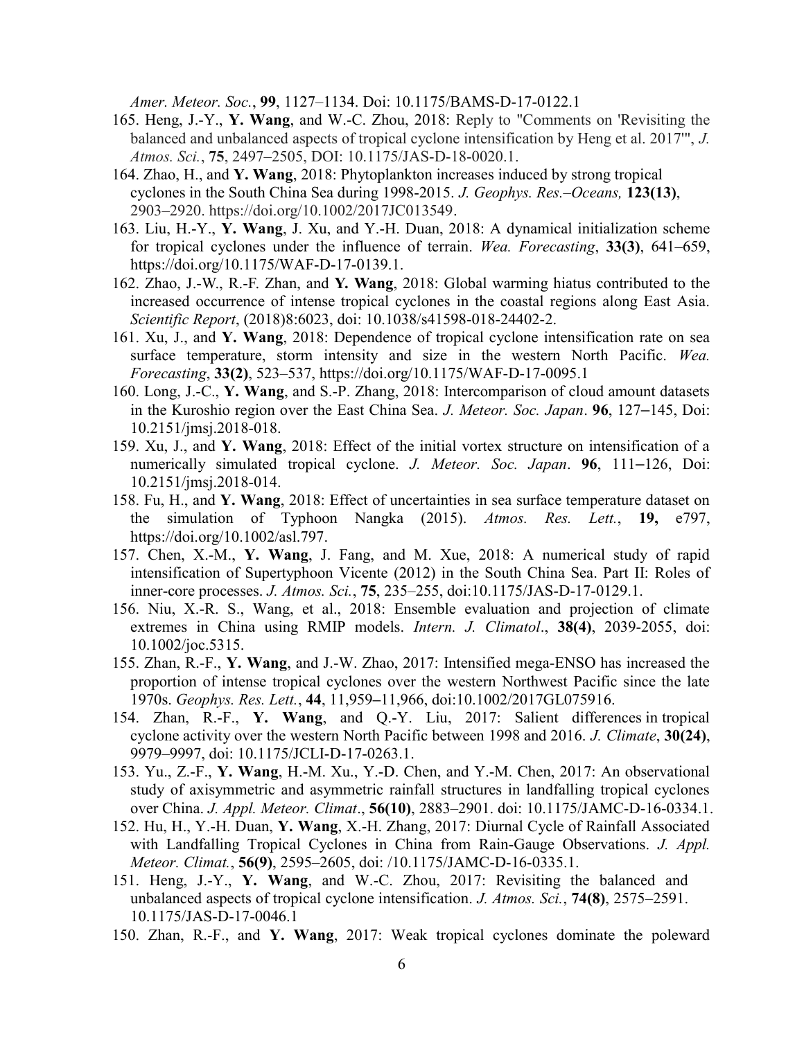*Amer. Meteor. Soc.*, **99**, 1127–1134. Doi: 10.1175/BAMS-D-17-0122.1

165. Heng, J.-Y., **Y. Wang**, and W.-C. Zhou, 2018: Reply to "Comments on 'Revisiting the balanced and unbalanced aspects of tropical cyclone intensification by Heng et al. 2017'", *J. Atmos. Sci.*, **75**, 2497–2505, DOI: 10.1175/JAS-D-18-0020.1.
164. Zhao, H., and **Y. Wang**, 2018: Phytoplankton increases induced by strong tropical cyclones in the South China Sea during 1998-2015. *J. Geophys. Res.–Oceans,* **123(13)**, 2903–2920. https://doi.org/10.1002/2017JC013549.
163. Liu, H.-Y., **Y. Wang**, J. Xu, and Y.-H. Duan, 2018: A dynamical initialization scheme for tropical cyclones under the influence of terrain. *Wea. Forecasting*, **33(3)**, 641–659, https://doi.org/10.1175/WAF-D-17-0139.1.
162. Zhao, J.-W., R.-F. Zhan, and **Y. Wang**, 2018: Global warming hiatus contributed to the increased occurrence of intense tropical cyclones in the coastal regions along East Asia. *Scientific Report*, (2018)8:6023, doi: 10.1038/s41598-018-24402-2.
161. Xu, J., and **Y. Wang**, 2018: Dependence of tropical cyclone intensification rate on sea surface temperature, storm intensity and size in the western North Pacific. *Wea. Forecasting*, **33(2)**, 523–537, https://doi.org/10.1175/WAF-D-17-0095.1
160. Long, J.-C., **Y. Wang**, and S.-P. Zhang, 2018: Intercomparison of cloud amount datasets in the Kuroshio region over the East China Sea. *J. Meteor. Soc. Japan*. **96**, 127–145, Doi: 10.2151/jmsj.2018-018.
159. Xu, J., and **Y. Wang**, 2018: Effect of the initial vortex structure on intensification of a numerically simulated tropical cyclone. *J. Meteor. Soc. Japan*. **96**, 111–126, Doi: 10.2151/jmsj.2018-014.
158. Fu, H., and **Y. Wang**, 2018: Effect of uncertainties in sea surface temperature dataset on the simulation of Typhoon Nangka (2015). *Atmos. Res. Lett.*, **19,** e797, https://doi.org/10.1002/asl.797.
157. Chen, X.-M., **Y. Wang**, J. Fang, and M. Xue, 2018: A numerical study of rapid intensification of Supertyphoon Vicente (2012) in the South China Sea. Part II: Roles of inner-core processes. *J. Atmos. Sci.*, **75**, 235–255, doi:10.1175/JAS-D-17-0129.1.
156. Niu, X.-R. S., Wang, et al., 2018: Ensemble evaluation and projection of climate extremes in China using RMIP models. *Intern. J. Climatol*., **38(4)**, 2039-2055, doi: 10.1002/joc.5315.
155. Zhan, R.-F., **Y. Wang**, and J.-W. Zhao, 2017: Intensified mega-ENSO has increased the proportion of intense tropical cyclones over the western Northwest Pacific since the late 1970s. *Geophys. Res. Lett.*, **44**, 11,959–11,966, doi:10.1002/2017GL075916.
154. Zhan, R.-F., **Y. Wang**, and Q.-Y. Liu, 2017: Salient differences in tropical cyclone activity over the western North Pacific between 1998 and 2016. *J. Climate*, **30(24)**, 9979–9997, doi: 10.1175/JCLI-D-17-0263.1.
153. Yu., Z.-F., **Y. Wang**, H.-M. Xu., Y.-D. Chen, and Y.-M. Chen, 2017: An observational study of axisymmetric and asymmetric rainfall structures in landfalling tropical cyclones over China. *J. Appl. Meteor. Climat*., **56(10)**, 2883–2901. doi: 10.1175/JAMC-D-16-0334.1.
152. Hu, H., Y.-H. Duan, **Y. Wang**, X.-H. Zhang, 2017: Diurnal Cycle of Rainfall Associated with Landfalling Tropical Cyclones in China from Rain-Gauge Observations. *J. Appl. Meteor. Climat.*, **56(9)**, 2595–2605, doi: /10.1175/JAMC-D-16-0335.1.
151. Heng, J.-Y., **Y. Wang**, and W.-C. Zhou, 2017: Revisiting the balanced and unbalanced aspects of tropical cyclone intensification. *J. Atmos. Sci.*, **74(8)**, 2575–2591. 10.1175/JAS-D-17-0046.1
150. Zhan, R.-F., and **Y. Wang**, 2017: Weak tropical cyclones dominate the poleward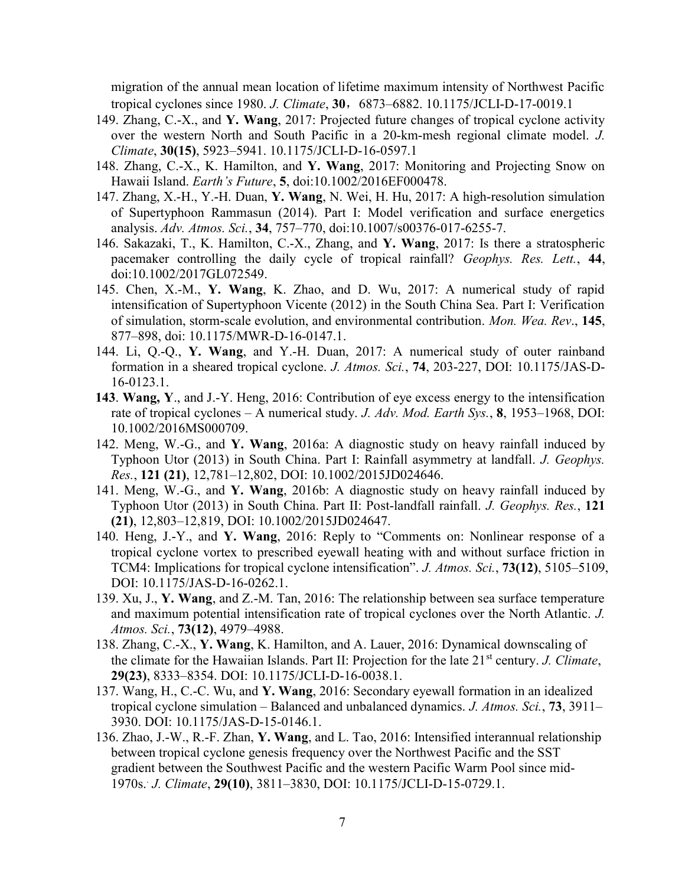migration of the annual mean location of lifetime maximum intensity of Northwest Pacific tropical cyclones since 1980. *J. Climate*, **30**，6873–6882. 10.1175/JCLI-D-17-0019.1

149. Zhang, C.-X., and **Y. Wang**, 2017: Projected future changes of tropical cyclone activity over the western North and South Pacific in a 20-km-mesh regional climate model. *J. Climate*, **30(15)**, 5923–5941. 10.1175/JCLI-D-16-0597.1
148. Zhang, C.-X., K. Hamilton, and **Y. Wang**, 2017: Monitoring and Projecting Snow on Hawaii Island. *Earth's Future*, **5**, doi:10.1002/2016EF000478.
147. Zhang, X.-H., Y.-H. Duan, **Y. Wang**, N. Wei, H. Hu, 2017: A high-resolution simulation of Supertyphoon Rammasun (2014). Part I: Model verification and surface energetics analysis. *Adv. Atmos. Sci.*, **34**, 757–770, doi:10.1007/s00376-017-6255-7.
146. Sakazaki, T., K. Hamilton, C.-X., Zhang, and **Y. Wang**, 2017: Is there a stratospheric pacemaker controlling the daily cycle of tropical rainfall? *Geophys. Res. Lett.*, **44**, doi:10.1002/2017GL072549.
145. Chen, X.-M., **Y. Wang**, K. Zhao, and D. Wu, 2017: A numerical study of rapid intensification of Supertyphoon Vicente (2012) in the South China Sea. Part I: Verification of simulation, storm-scale evolution, and environmental contribution. *Mon. Wea. Rev*., **145**, 877–898, doi: 10.1175/MWR-D-16-0147.1.
144. Li, Q.-Q., **Y. Wang**, and Y.-H. Duan, 2017: A numerical study of outer rainband formation in a sheared tropical cyclone. *J. Atmos. Sci.*, **74**, 203-227, DOI: 10.1175/JAS-D-16-0123.1.
**143**. **Wang, Y**., and J.-Y. Heng, 2016: Contribution of eye excess energy to the intensification rate of tropical cyclones – A numerical study. *J. Adv. Mod. Earth Sys.*, **8**, 1953–1968, DOI: 10.1002/2016MS000709.
142. Meng, W.-G., and **Y. Wang**, 2016a: A diagnostic study on heavy rainfall induced by Typhoon Utor (2013) in South China. Part I: Rainfall asymmetry at landfall. *J. Geophys. Res.*, **121 (21)**, 12,781–12,802, DOI: 10.1002/2015JD024646.
141. Meng, W.-G., and **Y. Wang**, 2016b: A diagnostic study on heavy rainfall induced by Typhoon Utor (2013) in South China. Part II: Post-landfall rainfall. *J. Geophys. Res.*, **121 (21)**, 12,803–12,819, DOI: 10.1002/2015JD024647.
140. Heng, J.-Y., and **Y. Wang**, 2016: Reply to "Comments on: Nonlinear response of a tropical cyclone vortex to prescribed eyewall heating with and without surface friction in TCM4: Implications for tropical cyclone intensification". *J. Atmos. Sci.*, **73(12)**, 5105–5109, DOI: 10.1175/JAS-D-16-0262.1.
139. Xu, J., **Y. Wang**, and Z.-M. Tan, 2016: The relationship between sea surface temperature and maximum potential intensification rate of tropical cyclones over the North Atlantic. *J. Atmos. Sci.*, **73(12)**, 4979–4988.
138. Zhang, C.-X., **Y. Wang**, K. Hamilton, and A. Lauer, 2016: Dynamical downscaling of the climate for the Hawaiian Islands. Part II: Projection for the late 21st century. *J. Climate*, **29(23)**, 8333–8354. DOI: 10.1175/JCLI-D-16-0038.1.
137. Wang, H., C.-C. Wu, and **Y. Wang**, 2016: Secondary eyewall formation in an idealized tropical cyclone simulation – Balanced and unbalanced dynamics. *J. Atmos. Sci.*, **73**, 3911–3930. DOI: 10.1175/JAS-D-15-0146.1.
136. Zhao, J.-W., R.-F. Zhan, **Y. Wang**, and L. Tao, 2016: Intensified interannual relationship between tropical cyclone genesis frequency over the Northwest Pacific and the SST gradient between the Southwest Pacific and the western Pacific Warm Pool since mid-1970s. *J. Climate*, **29(10)**, 3811–3830, DOI: 10.1175/JCLI-D-15-0729.1.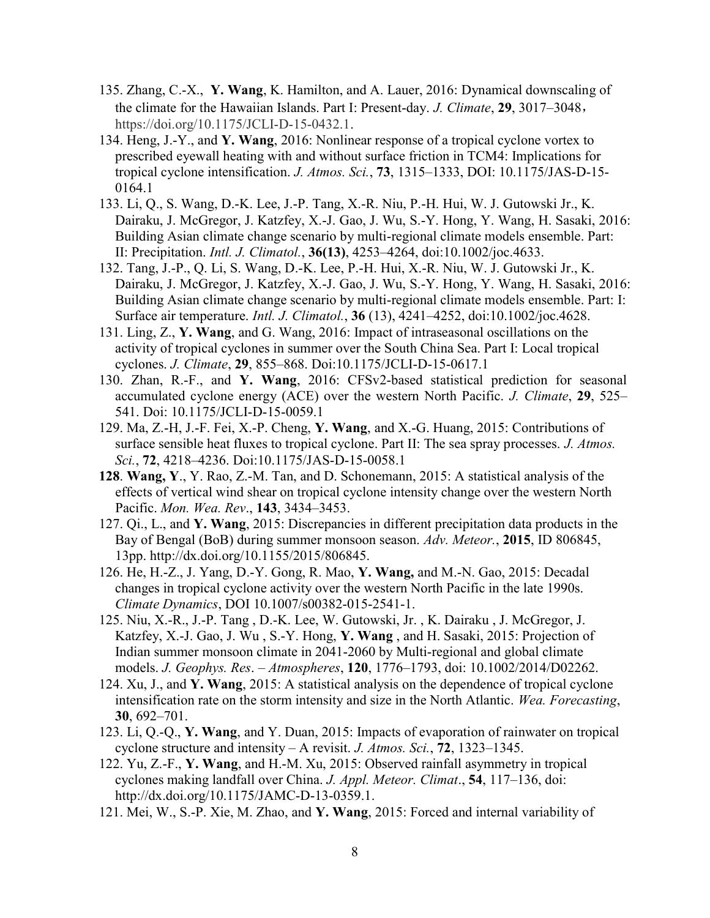135. Zhang, C.-X., **Y. Wang**, K. Hamilton, and A. Lauer, 2016: Dynamical downscaling of the climate for the Hawaiian Islands. Part I: Present-day. *J. Climate*, **29**, 3017–3048, https://doi.org/10.1175/JCLI-D-15-0432.1.

134. Heng, J.-Y., and **Y. Wang**, 2016: Nonlinear response of a tropical cyclone vortex to prescribed eyewall heating with and without surface friction in TCM4: Implications for tropical cyclone intensification. *J. Atmos. Sci.*, **73**, 1315–1333, DOI: 10.1175/JAS-D-15-0164.1

133. Li, Q., S. Wang, D.-K. Lee, J.-P. Tang, X.-R. Niu, P.-H. Hui, W. J. Gutowski Jr., K. Dairaku, J. McGregor, J. Katzfey, X.-J. Gao, J. Wu, S.-Y. Hong, Y. Wang, H. Sasaki, 2016: Building Asian climate change scenario by multi-regional climate models ensemble. Part: II: Precipitation. *Intl. J. Climatol.*, **36(13)**, 4253–4264, doi:10.1002/joc.4633.

132. Tang, J.-P., Q. Li, S. Wang, D.-K. Lee, P.-H. Hui, X.-R. Niu, W. J. Gutowski Jr., K. Dairaku, J. McGregor, J. Katzfey, X.-J. Gao, J. Wu, S.-Y. Hong, Y. Wang, H. Sasaki, 2016: Building Asian climate change scenario by multi-regional climate models ensemble. Part: I: Surface air temperature. *Intl. J. Climatol.*, **36** (13), 4241–4252, doi:10.1002/joc.4628.

131. Ling, Z., **Y. Wang**, and G. Wang, 2016: Impact of intraseasonal oscillations on the activity of tropical cyclones in summer over the South China Sea. Part I: Local tropical cyclones. *J. Climate*, **29**, 855–868. Doi:10.1175/JCLI-D-15-0617.1

130. Zhan, R.-F., and **Y. Wang**, 2016: CFSv2-based statistical prediction for seasonal accumulated cyclone energy (ACE) over the western North Pacific. *J. Climate*, **29**, 525–541. Doi: 10.1175/JCLI-D-15-0059.1

129. Ma, Z.-H, J.-F. Fei, X.-P. Cheng, **Y. Wang**, and X.-G. Huang, 2015: Contributions of surface sensible heat fluxes to tropical cyclone. Part II: The sea spray processes. *J. Atmos. Sci.*, **72**, 4218–4236. Doi:10.1175/JAS-D-15-0058.1

**128**. **Wang, Y**., Y. Rao, Z.-M. Tan, and D. Schonemann, 2015: A statistical analysis of the effects of vertical wind shear on tropical cyclone intensity change over the western North Pacific. *Mon. Wea. Rev*., **143**, 3434–3453.

127. Qi., L., and **Y. Wang**, 2015: Discrepancies in different precipitation data products in the Bay of Bengal (BoB) during summer monsoon season. *Adv. Meteor.*, **2015**, ID 806845, 13pp. http://dx.doi.org/10.1155/2015/806845.

126. He, H.-Z., J. Yang, D.-Y. Gong, R. Mao, **Y. Wang,** and M.-N. Gao, 2015: Decadal changes in tropical cyclone activity over the western North Pacific in the late 1990s. *Climate Dynamics*, DOI 10.1007/s00382-015-2541-1.

125. Niu, X.-R., J.-P. Tang , D.-K. Lee, W. Gutowski, Jr. , K. Dairaku , J. McGregor, J. Katzfey, X.-J. Gao, J. Wu , S.-Y. Hong, **Y. Wang** , and H. Sasaki, 2015: Projection of Indian summer monsoon climate in 2041-2060 by Multi-regional and global climate models. *J. Geophys. Res*. – *Atmospheres*, **120**, 1776–1793, doi: 10.1002/2014/D02262.

124. Xu, J., and **Y. Wang**, 2015: A statistical analysis on the dependence of tropical cyclone intensification rate on the storm intensity and size in the North Atlantic. *Wea. Forecasting*, **30**, 692–701.

123. Li, Q.-Q., **Y. Wang**, and Y. Duan, 2015: Impacts of evaporation of rainwater on tropical cyclone structure and intensity – A revisit. *J. Atmos. Sci.*, **72**, 1323–1345.

122. Yu, Z.-F., **Y. Wang**, and H.-M. Xu, 2015: Observed rainfall asymmetry in tropical cyclones making landfall over China. *J. Appl. Meteor. Climat*., **54**, 117–136, doi: http://dx.doi.org/10.1175/JAMC-D-13-0359.1.

121. Mei, W., S.-P. Xie, M. Zhao, and **Y. Wang**, 2015: Forced and internal variability of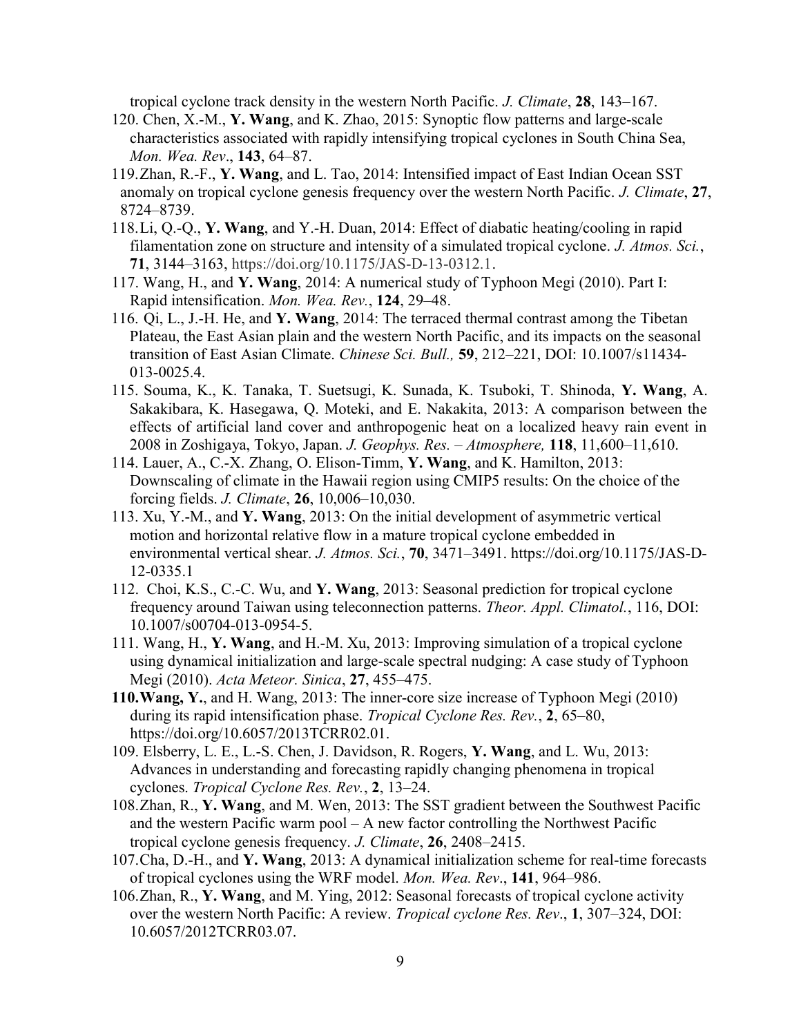tropical cyclone track density in the western North Pacific. *J. Climate*, **28**, 143–167.

120. Chen, X.-M., **Y. Wang**, and K. Zhao, 2015: Synoptic flow patterns and large-scale characteristics associated with rapidly intensifying tropical cyclones in South China Sea, *Mon. Wea. Rev*., **143**, 64–87.

119. Zhan, R.-F., **Y. Wang**, and L. Tao, 2014: Intensified impact of East Indian Ocean SST anomaly on tropical cyclone genesis frequency over the western North Pacific. *J. Climate*, **27**, 8724–8739.

118. Li, Q.-Q., **Y. Wang**, and Y.-H. Duan, 2014: Effect of diabatic heating/cooling in rapid filamentation zone on structure and intensity of a simulated tropical cyclone. *J. Atmos. Sci.*, **71**, 3144–3163, https://doi.org/10.1175/JAS-D-13-0312.1.

117. Wang, H., and **Y. Wang**, 2014: A numerical study of Typhoon Megi (2010). Part I: Rapid intensification. *Mon. Wea. Rev.*, **124**, 29–48.

116. Qi, L., J.-H. He, and **Y. Wang**, 2014: The terraced thermal contrast among the Tibetan Plateau, the East Asian plain and the western North Pacific, and its impacts on the seasonal transition of East Asian Climate. *Chinese Sci. Bull.,* **59**, 212–221, DOI: 10.1007/s11434-013-0025.4.

115. Souma, K., K. Tanaka, T. Suetsugi, K. Sunada, K. Tsuboki, T. Shinoda, **Y. Wang**, A. Sakakibara, K. Hasegawa, Q. Moteki, and E. Nakakita, 2013: A comparison between the effects of artificial land cover and anthropogenic heat on a localized heavy rain event in 2008 in Zoshigaya, Tokyo, Japan. *J. Geophys. Res. – Atmosphere,* **118**, 11,600–11,610.

114. Lauer, A., C.-X. Zhang, O. Elison-Timm, **Y. Wang**, and K. Hamilton, 2013: Downscaling of climate in the Hawaii region using CMIP5 results: On the choice of the forcing fields. *J. Climate*, **26**, 10,006–10,030.

113. Xu, Y.-M., and **Y. Wang**, 2013: On the initial development of asymmetric vertical motion and horizontal relative flow in a mature tropical cyclone embedded in environmental vertical shear. *J. Atmos. Sci.*, **70**, 3471–3491. https://doi.org/10.1175/JAS-D-12-0335.1

112. Choi, K.S., C.-C. Wu, and **Y. Wang**, 2013: Seasonal prediction for tropical cyclone frequency around Taiwan using teleconnection patterns. *Theor. Appl. Climatol.*, 116, DOI: 10.1007/s00704-013-0954-5.

111. Wang, H., **Y. Wang**, and H.-M. Xu, 2013: Improving simulation of a tropical cyclone using dynamical initialization and large-scale spectral nudging: A case study of Typhoon Megi (2010). *Acta Meteor. Sinica*, **27**, 455–475.

**110. Wang, Y.**, and H. Wang, 2013: The inner-core size increase of Typhoon Megi (2010) during its rapid intensification phase. *Tropical Cyclone Res. Rev.*, **2**, 65–80, https://doi.org/10.6057/2013TCRR02.01.

109. Elsberry, L. E., L.-S. Chen, J. Davidson, R. Rogers, **Y. Wang**, and L. Wu, 2013: Advances in understanding and forecasting rapidly changing phenomena in tropical cyclones. *Tropical Cyclone Res. Rev.*, **2**, 13–24.

108. Zhan, R., **Y. Wang**, and M. Wen, 2013: The SST gradient between the Southwest Pacific and the western Pacific warm pool – A new factor controlling the Northwest Pacific tropical cyclone genesis frequency. *J. Climate*, **26**, 2408–2415.

107. Cha, D.-H., and **Y. Wang**, 2013: A dynamical initialization scheme for real-time forecasts of tropical cyclones using the WRF model. *Mon. Wea. Rev*., **141**, 964–986.

106. Zhan, R., **Y. Wang**, and M. Ying, 2012: Seasonal forecasts of tropical cyclone activity over the western North Pacific: A review. *Tropical cyclone Res. Rev*., **1**, 307–324, DOI: 10.6057/2012TCRR03.07.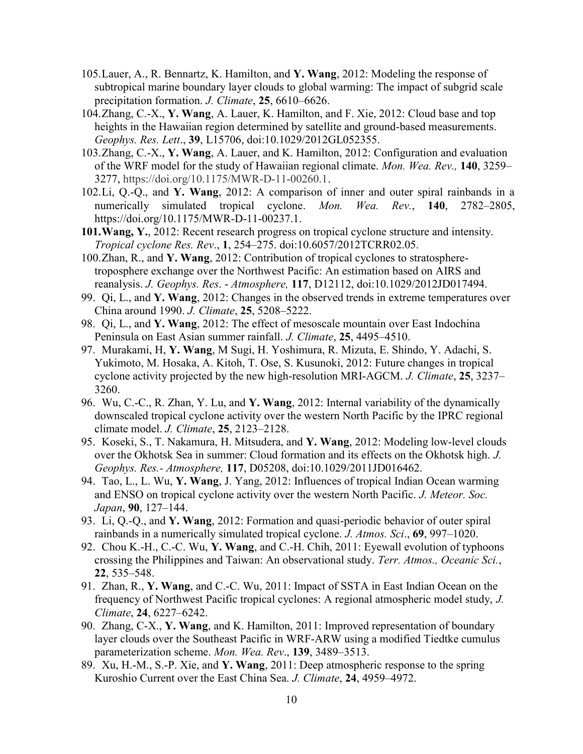105. Lauer, A., R. Bennartz, K. Hamilton, and **Y. Wang**, 2012: Modeling the response of subtropical marine boundary layer clouds to global warming: The impact of subgrid scale precipitation formation. *J. Climate*, **25**, 6610–6626.

104. Zhang, C.-X., **Y. Wang**, A. Lauer, K. Hamilton, and F. Xie, 2012: Cloud base and top heights in the Hawaiian region determined by satellite and ground-based measurements. *Geophys. Res. Lett*., **39**, L15706, doi:10.1029/2012GL052355.

103. Zhang, C.-X., **Y. Wang**, A. Lauer, and K. Hamilton, 2012: Configuration and evaluation of the WRF model for the study of Hawaiian regional climate. *Mon. Wea. Rev.,* **140**, 3259–3277, https://doi.org/10.1175/MWR-D-11-00260.1.

102. Li, Q.-Q., and **Y. Wang**, 2012: A comparison of inner and outer spiral rainbands in a numerically simulated tropical cyclone. *Mon. Wea. Rev.*, **140**, 2782–2805, https://doi.org/10.1175/MWR-D-11-00237.1.

**101. Wang, Y.**, 2012: Recent research progress on tropical cyclone structure and intensity. *Tropical cyclone Res. Rev*., **1**, 254–275. doi:10.6057/2012TCRR02.05.

100. Zhan, R., and **Y. Wang**, 2012: Contribution of tropical cyclones to stratosphere-troposphere exchange over the Northwest Pacific: An estimation based on AIRS and reanalysis. *J. Geophys. Res*. - *Atmosphere,* **117**, D12112, doi:10.1029/2012JD017494.

99. Qi, L., and **Y. Wang**, 2012: Changes in the observed trends in extreme temperatures over China around 1990. *J. Climate*, **25**, 5208–5222.

98. Qi, L., and **Y. Wang**, 2012: The effect of mesoscale mountain over East Indochina Peninsula on East Asian summer rainfall. *J. Climate*, **25**, 4495–4510.

97. Murakami, H, **Y. Wang**, M Sugi, H. Yoshimura, R. Mizuta, E. Shindo, Y. Adachi, S. Yukimoto, M. Hosaka, A. Kitoh, T. Ose, S. Kusunoki, 2012: Future changes in tropical cyclone activity projected by the new high-resolution MRI-AGCM. *J. Climate*, **25**, 3237–3260.

96. Wu, C.-C., R. Zhan, Y. Lu, and **Y. Wang**, 2012: Internal variability of the dynamically downscaled tropical cyclone activity over the western North Pacific by the IPRC regional climate model. *J. Climate*, **25**, 2123–2128.

95. Koseki, S., T. Nakamura, H. Mitsudera, and **Y. Wang**, 2012: Modeling low-level clouds over the Okhotsk Sea in summer: Cloud formation and its effects on the Okhotsk high. *J. Geophys. Res.- Atmosphere,* **117**, D05208, doi:10.1029/2011JD016462.

94. Tao, L., L. Wu, **Y. Wang**, J. Yang, 2012: Influences of tropical Indian Ocean warming and ENSO on tropical cyclone activity over the western North Pacific. *J. Meteor. Soc. Japan*, **90**, 127–144.

93. Li, Q.-Q., and **Y. Wang**, 2012: Formation and quasi-periodic behavior of outer spiral rainbands in a numerically simulated tropical cyclone. *J. Atmos. Sci*., **69**, 997–1020.

92. Chou K.-H., C.-C. Wu, **Y. Wang**, and C.-H. Chih, 2011: Eyewall evolution of typhoons crossing the Philippines and Taiwan: An observational study. *Terr. Atmos., Oceanic Sci.*, **22**, 535–548.

91. Zhan, R., **Y. Wang**, and C.-C. Wu, 2011: Impact of SSTA in East Indian Ocean on the frequency of Northwest Pacific tropical cyclones: A regional atmospheric model study, *J. Climate*, **24**, 6227–6242.

90. Zhang, C-X., **Y. Wang**, and K. Hamilton, 2011: Improved representation of boundary layer clouds over the Southeast Pacific in WRF-ARW using a modified Tiedtke cumulus parameterization scheme. *Mon. Wea. Rev*., **139**, 3489–3513.

89. Xu, H.-M., S.-P. Xie, and **Y. Wang**, 2011: Deep atmospheric response to the spring Kuroshio Current over the East China Sea. *J. Climate*, **24**, 4959–4972.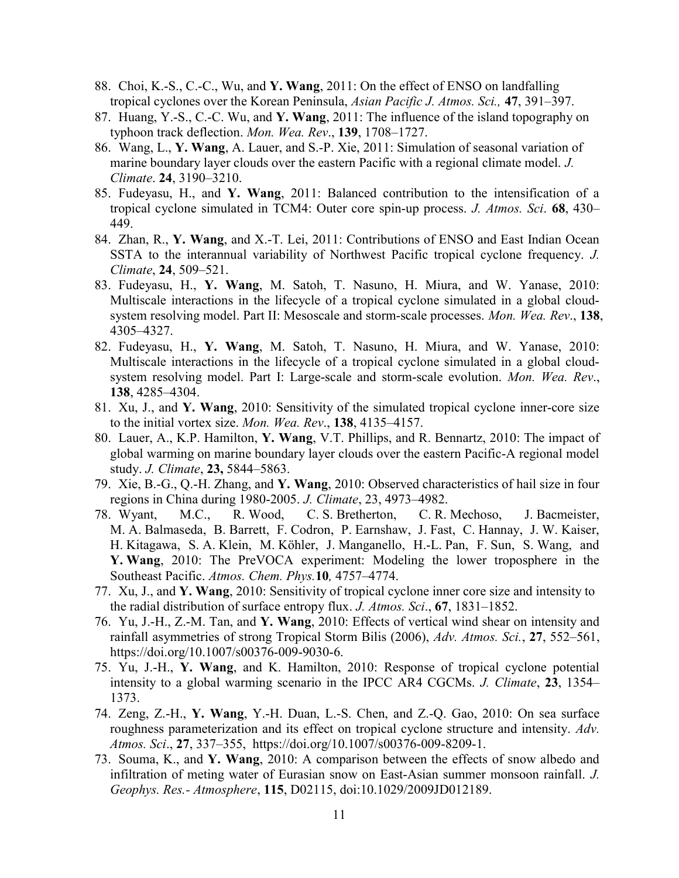88. Choi, K.-S., C.-C., Wu, and **Y. Wang**, 2011: On the effect of ENSO on landfalling tropical cyclones over the Korean Peninsula, *Asian Pacific J. Atmos. Sci.,* **47**, 391–397.
87. Huang, Y.-S., C.-C. Wu, and **Y. Wang**, 2011: The influence of the island topography on typhoon track deflection. *Mon. Wea. Rev*., **139**, 1708–1727.
86. Wang, L., **Y. Wang**, A. Lauer, and S.-P. Xie, 2011: Simulation of seasonal variation of marine boundary layer clouds over the eastern Pacific with a regional climate model. *J. Climate*. **24**, 3190–3210.
85. Fudeyasu, H., and **Y. Wang**, 2011: Balanced contribution to the intensification of a tropical cyclone simulated in TCM4: Outer core spin-up process. *J. Atmos. Sci*. **68**, 430–449.
84. Zhan, R., **Y. Wang**, and X.-T. Lei, 2011: Contributions of ENSO and East Indian Ocean SSTA to the interannual variability of Northwest Pacific tropical cyclone frequency. *J. Climate*, **24**, 509–521.
83. Fudeyasu, H., **Y. Wang**, M. Satoh, T. Nasuno, H. Miura, and W. Yanase, 2010: Multiscale interactions in the lifecycle of a tropical cyclone simulated in a global cloud-system resolving model. Part II: Mesoscale and storm-scale processes. *Mon. Wea. Rev*., **138**, 4305–4327.
82. Fudeyasu, H., **Y. Wang**, M. Satoh, T. Nasuno, H. Miura, and W. Yanase, 2010: Multiscale interactions in the lifecycle of a tropical cyclone simulated in a global cloud-system resolving model. Part I: Large-scale and storm-scale evolution. *Mon. Wea. Rev*., **138**, 4285–4304.
81. Xu, J., and **Y. Wang**, 2010: Sensitivity of the simulated tropical cyclone inner-core size to the initial vortex size. *Mon. Wea. Rev*., **138**, 4135–4157.
80. Lauer, A., K.P. Hamilton, **Y. Wang**, V.T. Phillips, and R. Bennartz, 2010: The impact of global warming on marine boundary layer clouds over the eastern Pacific-A regional model study. *J. Climate*, **23,** 5844–5863.
79. Xie, B.-G., Q.-H. Zhang, and **Y. Wang**, 2010: Observed characteristics of hail size in four regions in China during 1980-2005. *J. Climate*, 23, 4973–4982.
78. Wyant, M.C., R. Wood, C. S. Bretherton, C. R. Mechoso, J. Bacmeister, M. A. Balmaseda, B. Barrett, F. Codron, P. Earnshaw, J. Fast, C. Hannay, J. W. Kaiser, H. Kitagawa, S. A. Klein, M. Köhler, J. Manganello, H.-L. Pan, F. Sun, S. Wang, and **Y. Wang**, 2010: The PreVOCA experiment: Modeling the lower troposphere in the Southeast Pacific. *Atmos. Chem. Phys.***10***,* 4757–4774.
77. Xu, J., and **Y. Wang**, 2010: Sensitivity of tropical cyclone inner core size and intensity to the radial distribution of surface entropy flux. *J. Atmos. Sci*., **67**, 1831–1852.
76. Yu, J.-H., Z.-M. Tan, and **Y. Wang**, 2010: Effects of vertical wind shear on intensity and rainfall asymmetries of strong Tropical Storm Bilis (2006), *Adv. Atmos. Sci.*, **27**, 552–561, https://doi.org/10.1007/s00376-009-9030-6.
75. Yu, J.-H., **Y. Wang**, and K. Hamilton, 2010: Response of tropical cyclone potential intensity to a global warming scenario in the IPCC AR4 CGCMs. *J. Climate*, **23**, 1354–1373.
74. Zeng, Z.-H., **Y. Wang**, Y.-H. Duan, L.-S. Chen, and Z.-Q. Gao, 2010: On sea surface roughness parameterization and its effect on tropical cyclone structure and intensity. *Adv. Atmos. Sci*., **27**, 337–355, https://doi.org/10.1007/s00376-009-8209-1.
73. Souma, K., and **Y. Wang**, 2010: A comparison between the effects of snow albedo and infiltration of meting water of Eurasian snow on East-Asian summer monsoon rainfall. *J. Geophys. Res.- Atmosphere*, **115**, D02115, doi:10.1029/2009JD012189.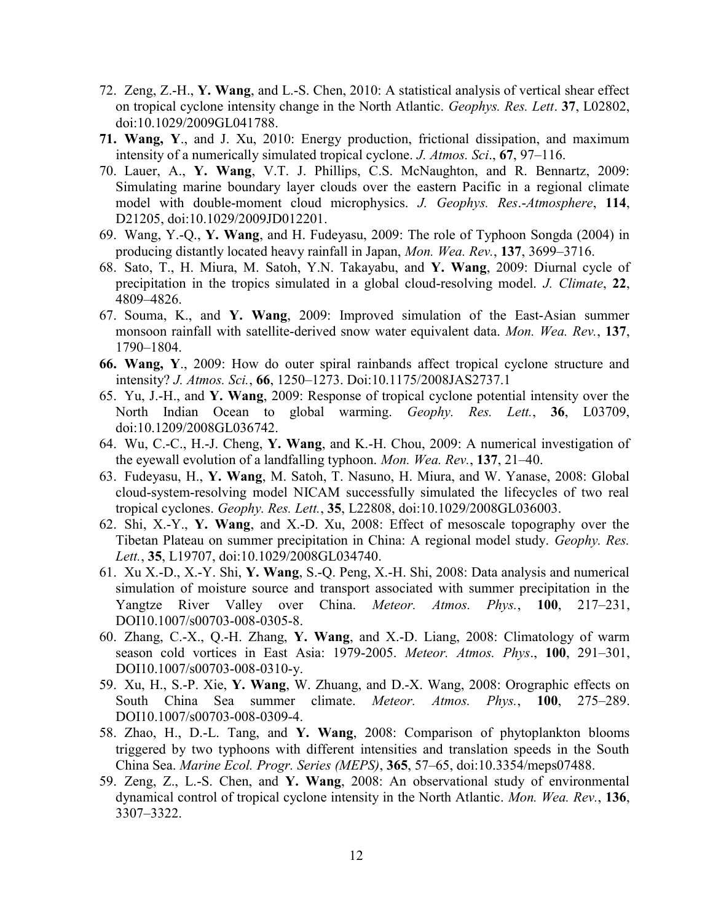72. Zeng, Z.-H., **Y. Wang**, and L.-S. Chen, 2010: A statistical analysis of vertical shear effect on tropical cyclone intensity change in the North Atlantic. *Geophys. Res. Lett*. **37**, L02802, doi:10.1029/2009GL041788.

**71. Wang, Y**., and J. Xu, 2010: Energy production, frictional dissipation, and maximum intensity of a numerically simulated tropical cyclone. *J. Atmos. Sci*., **67**, 97–116.

70. Lauer, A., **Y. Wang**, V.T. J. Phillips, C.S. McNaughton, and R. Bennartz, 2009: Simulating marine boundary layer clouds over the eastern Pacific in a regional climate model with double-moment cloud microphysics. *J. Geophys. Res.-Atmosphere*, **114**, D21205, doi:10.1029/2009JD012201.

69. Wang, Y.-Q., **Y. Wang**, and H. Fudeyasu, 2009: The role of Typhoon Songda (2004) in producing distantly located heavy rainfall in Japan, *Mon. Wea. Rev.*, **137**, 3699–3716.

68. Sato, T., H. Miura, M. Satoh, Y.N. Takayabu, and **Y. Wang**, 2009: Diurnal cycle of precipitation in the tropics simulated in a global cloud-resolving model. *J. Climate*, **22**, 4809–4826.

67. Souma, K., and **Y. Wang**, 2009: Improved simulation of the East-Asian summer monsoon rainfall with satellite-derived snow water equivalent data. *Mon. Wea. Rev.*, **137**, 1790–1804.

**66. Wang, Y**., 2009: How do outer spiral rainbands affect tropical cyclone structure and intensity? *J. Atmos. Sci.*, **66**, 1250–1273. Doi:10.1175/2008JAS2737.1

65. Yu, J.-H., and **Y. Wang**, 2009: Response of tropical cyclone potential intensity over the North Indian Ocean to global warming. *Geophy. Res. Lett.*, **36**, L03709, doi:10.1209/2008GL036742.

64. Wu, C.-C., H.-J. Cheng, **Y. Wang**, and K.-H. Chou, 2009: A numerical investigation of the eyewall evolution of a landfalling typhoon. *Mon. Wea. Rev.*, **137**, 21–40.

63. Fudeyasu, H., **Y. Wang**, M. Satoh, T. Nasuno, H. Miura, and W. Yanase, 2008: Global cloud-system-resolving model NICAM successfully simulated the lifecycles of two real tropical cyclones. *Geophy. Res. Lett.*, **35**, L22808, doi:10.1029/2008GL036003.

62. Shi, X.-Y., **Y. Wang**, and X.-D. Xu, 2008: Effect of mesoscale topography over the Tibetan Plateau on summer precipitation in China: A regional model study. *Geophy. Res. Lett.*, **35**, L19707, doi:10.1029/2008GL034740.

61. Xu X.-D., X.-Y. Shi, **Y. Wang**, S.-Q. Peng, X.-H. Shi, 2008: Data analysis and numerical simulation of moisture source and transport associated with summer precipitation in the Yangtze River Valley over China. *Meteor. Atmos. Phys.*, **100**, 217–231, DOI10.1007/s00703-008-0305-8.

60. Zhang, C.-X., Q.-H. Zhang, **Y. Wang**, and X.-D. Liang, 2008: Climatology of warm season cold vortices in East Asia: 1979-2005. *Meteor. Atmos. Phys*., **100**, 291–301, DOI10.1007/s00703-008-0310-y.

59. Xu, H., S.-P. Xie, **Y. Wang**, W. Zhuang, and D.-X. Wang, 2008: Orographic effects on South China Sea summer climate. *Meteor. Atmos. Phys.*, **100**, 275–289. DOI10.1007/s00703-008-0309-4.

58. Zhao, H., D.-L. Tang, and **Y. Wang**, 2008: Comparison of phytoplankton blooms triggered by two typhoons with different intensities and translation speeds in the South China Sea. *Marine Ecol. Progr. Series (MEPS)*, **365**, 57–65, doi:10.3354/meps07488.

59. Zeng, Z., L.-S. Chen, and **Y. Wang**, 2008: An observational study of environmental dynamical control of tropical cyclone intensity in the North Atlantic. *Mon. Wea. Rev.*, **136**, 3307–3322.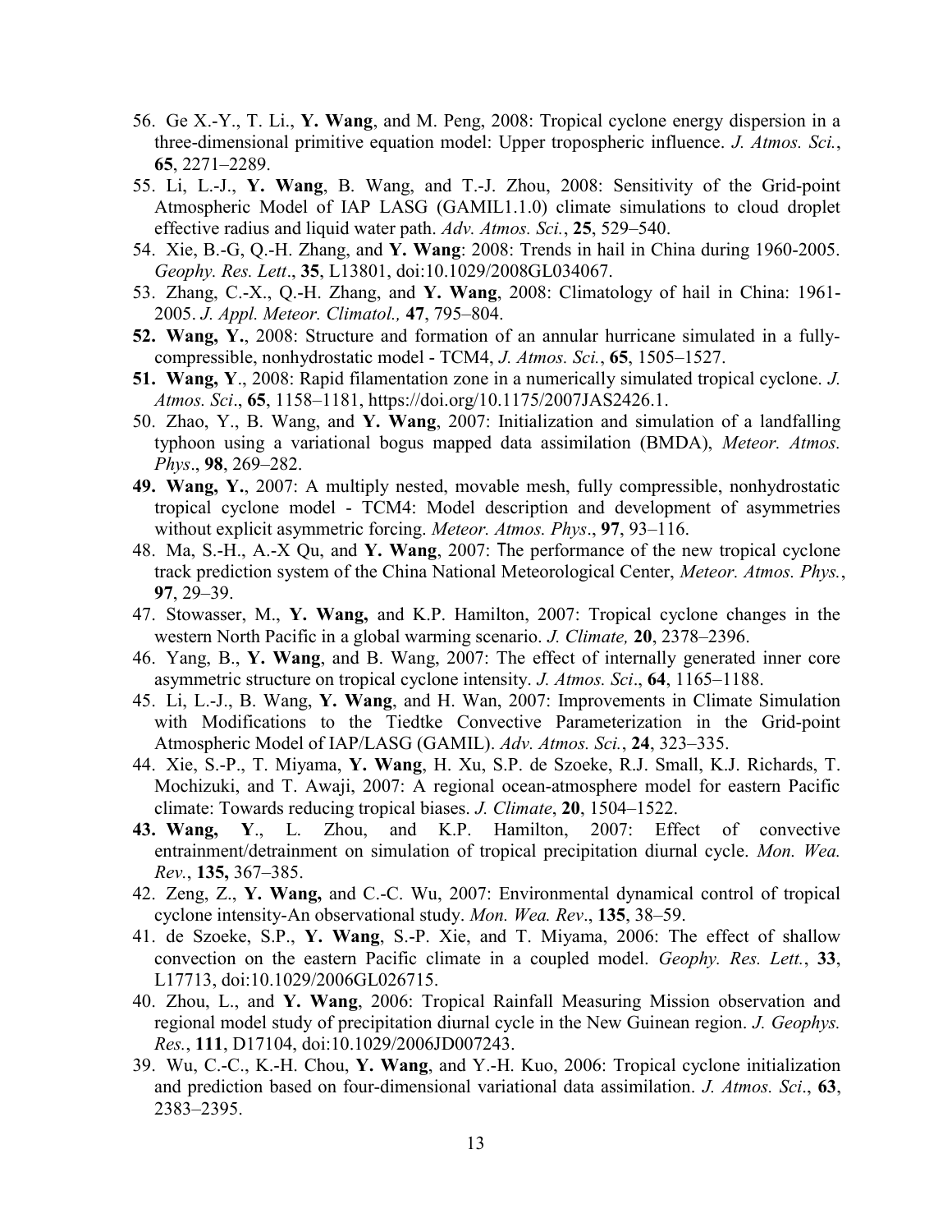56. Ge X.-Y., T. Li., **Y. Wang**, and M. Peng, 2008: Tropical cyclone energy dispersion in a three-dimensional primitive equation model: Upper tropospheric influence. *J. Atmos. Sci.*, **65**, 2271–2289.
55. Li, L.-J., **Y. Wang**, B. Wang, and T.-J. Zhou, 2008: Sensitivity of the Grid-point Atmospheric Model of IAP LASG (GAMIL1.1.0) climate simulations to cloud droplet effective radius and liquid water path. *Adv. Atmos. Sci.*, **25**, 529–540.
54. Xie, B.-G, Q.-H. Zhang, and **Y. Wang**: 2008: Trends in hail in China during 1960-2005. *Geophy. Res. Lett*., **35**, L13801, doi:10.1029/2008GL034067.
53. Zhang, C.-X., Q.-H. Zhang, and **Y. Wang**, 2008: Climatology of hail in China: 1961-2005. *J. Appl. Meteor. Climatol.,* **47**, 795–804.
**52. Wang, Y.**, 2008: Structure and formation of an annular hurricane simulated in a fully-compressible, nonhydrostatic model - TCM4, *J. Atmos. Sci.*, **65**, 1505–1527.
**51. Wang, Y**., 2008: Rapid filamentation zone in a numerically simulated tropical cyclone. *J. Atmos. Sci*., **65**, 1158–1181, https://doi.org/10.1175/2007JAS2426.1.
50. Zhao, Y., B. Wang, and **Y. Wang**, 2007: Initialization and simulation of a landfalling typhoon using a variational bogus mapped data assimilation (BMDA), *Meteor. Atmos. Phys*., **98**, 269–282.
**49. Wang, Y.**, 2007: A multiply nested, movable mesh, fully compressible, nonhydrostatic tropical cyclone model - TCM4: Model description and development of asymmetries without explicit asymmetric forcing. *Meteor. Atmos. Phys*., **97**, 93–116.
48. Ma, S.-H., A.-X Qu, and **Y. Wang**, 2007: The performance of the new tropical cyclone track prediction system of the China National Meteorological Center, *Meteor. Atmos. Phys.*, **97**, 29–39.
47. Stowasser, M., **Y. Wang,** and K.P. Hamilton, 2007: Tropical cyclone changes in the western North Pacific in a global warming scenario. *J. Climate,* **20**, 2378–2396.
46. Yang, B., **Y. Wang**, and B. Wang, 2007: The effect of internally generated inner core asymmetric structure on tropical cyclone intensity. *J. Atmos. Sci*., **64**, 1165–1188.
45. Li, L.-J., B. Wang, **Y. Wang**, and H. Wan, 2007: Improvements in Climate Simulation with Modifications to the Tiedtke Convective Parameterization in the Grid-point Atmospheric Model of IAP/LASG (GAMIL). *Adv. Atmos. Sci.*, **24**, 323–335.
44. Xie, S.-P., T. Miyama, **Y. Wang**, H. Xu, S.P. de Szoeke, R.J. Small, K.J. Richards, T. Mochizuki, and T. Awaji, 2007: A regional ocean-atmosphere model for eastern Pacific climate: Towards reducing tropical biases. *J. Climate*, **20**, 1504–1522.
**43. Wang, Y**., L. Zhou, and K.P. Hamilton, 2007: Effect of convective entrainment/detrainment on simulation of tropical precipitation diurnal cycle. *Mon. Wea. Rev.*, **135,** 367–385.
42. Zeng, Z., **Y. Wang,** and C.-C. Wu, 2007: Environmental dynamical control of tropical cyclone intensity-An observational study. *Mon. Wea. Rev*., **135**, 38–59.
41. de Szoeke, S.P., **Y. Wang**, S.-P. Xie, and T. Miyama, 2006: The effect of shallow convection on the eastern Pacific climate in a coupled model. *Geophy. Res. Lett.*, **33**, L17713, doi:10.1029/2006GL026715.
40. Zhou, L., and **Y. Wang**, 2006: Tropical Rainfall Measuring Mission observation and regional model study of precipitation diurnal cycle in the New Guinean region. *J. Geophys. Res.*, **111**, D17104, doi:10.1029/2006JD007243.
39. Wu, C.-C., K.-H. Chou, **Y. Wang**, and Y.-H. Kuo, 2006: Tropical cyclone initialization and prediction based on four-dimensional variational data assimilation. *J. Atmos. Sci*., **63**, 2383–2395.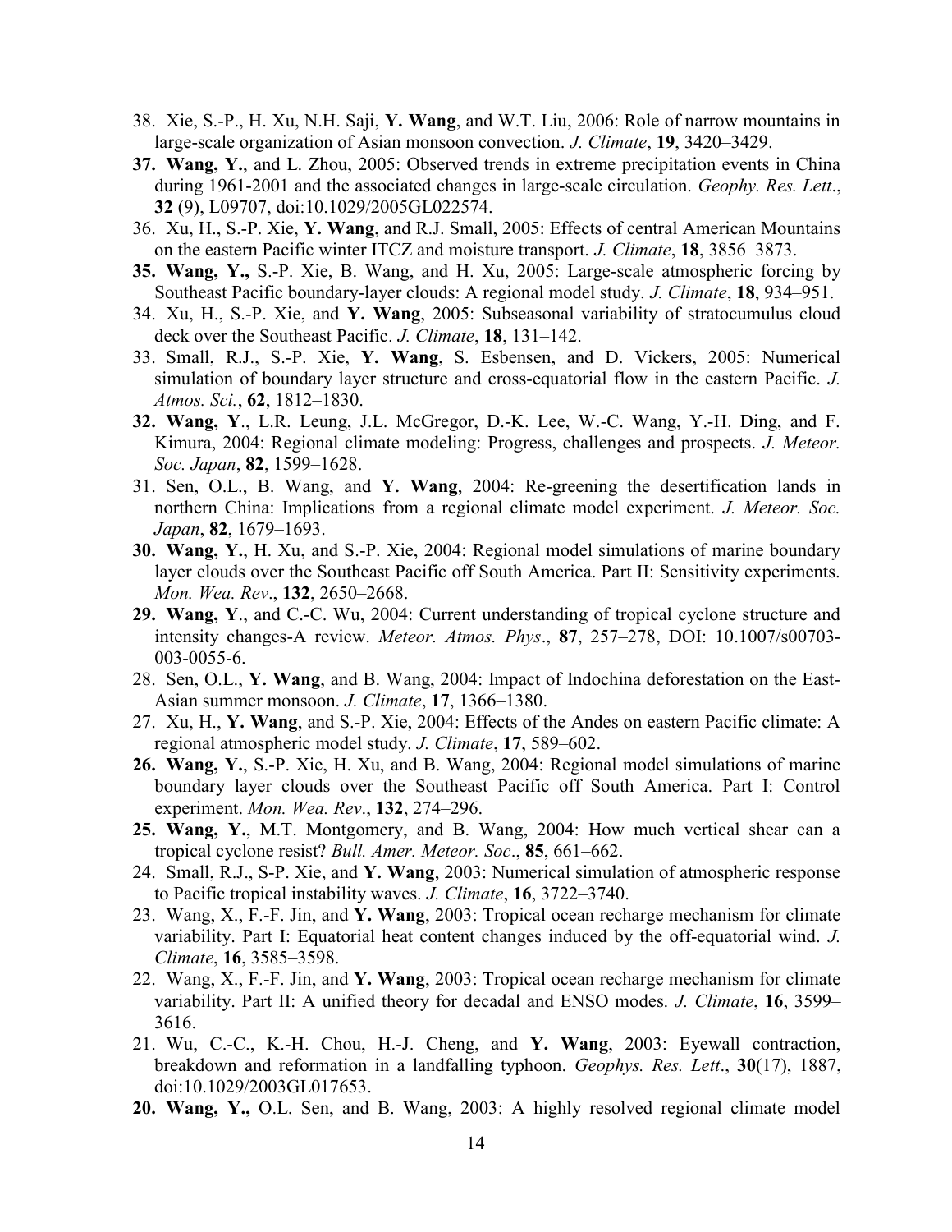38. Xie, S.-P., H. Xu, N.H. Saji, **Y. Wang**, and W.T. Liu, 2006: Role of narrow mountains in large-scale organization of Asian monsoon convection. *J. Climate*, **19**, 3420–3429.

**37. Wang, Y.**, and L. Zhou, 2005: Observed trends in extreme precipitation events in China during 1961-2001 and the associated changes in large-scale circulation. *Geophy. Res. Lett*., **32** (9), L09707, doi:10.1029/2005GL022574.

36. Xu, H., S.-P. Xie, **Y. Wang**, and R.J. Small, 2005: Effects of central American Mountains on the eastern Pacific winter ITCZ and moisture transport. *J. Climate*, **18**, 3856–3873.

**35. Wang, Y.,** S.-P. Xie, B. Wang, and H. Xu, 2005: Large-scale atmospheric forcing by Southeast Pacific boundary-layer clouds: A regional model study. *J. Climate*, **18**, 934–951.

34. Xu, H., S.-P. Xie, and **Y. Wang**, 2005: Subseasonal variability of stratocumulus cloud deck over the Southeast Pacific. *J. Climate*, **18**, 131–142.

33. Small, R.J., S.-P. Xie, **Y. Wang**, S. Esbensen, and D. Vickers, 2005: Numerical simulation of boundary layer structure and cross-equatorial flow in the eastern Pacific. *J. Atmos. Sci.*, **62**, 1812–1830.

**32. Wang, Y**., L.R. Leung, J.L. McGregor, D.-K. Lee, W.-C. Wang, Y.-H. Ding, and F. Kimura, 2004: Regional climate modeling: Progress, challenges and prospects. *J. Meteor. Soc. Japan*, **82**, 1599–1628.

31. Sen, O.L., B. Wang, and **Y. Wang**, 2004: Re-greening the desertification lands in northern China: Implications from a regional climate model experiment. *J. Meteor. Soc. Japan*, **82**, 1679–1693.

**30. Wang, Y.**, H. Xu, and S.-P. Xie, 2004: Regional model simulations of marine boundary layer clouds over the Southeast Pacific off South America. Part II: Sensitivity experiments. *Mon. Wea. Rev*., **132**, 2650–2668.

**29. Wang, Y**., and C.-C. Wu, 2004: Current understanding of tropical cyclone structure and intensity changes-A review. *Meteor. Atmos. Phys*., **87**, 257–278, DOI: 10.1007/s00703-003-0055-6.

28. Sen, O.L., **Y. Wang**, and B. Wang, 2004: Impact of Indochina deforestation on the East-Asian summer monsoon. *J. Climate*, **17**, 1366–1380.

27. Xu, H., **Y. Wang**, and S.-P. Xie, 2004: Effects of the Andes on eastern Pacific climate: A regional atmospheric model study. *J. Climate*, **17**, 589–602.

**26. Wang, Y.**, S.-P. Xie, H. Xu, and B. Wang, 2004: Regional model simulations of marine boundary layer clouds over the Southeast Pacific off South America. Part I: Control experiment. *Mon. Wea. Rev*., **132**, 274–296.

**25. Wang, Y.**, M.T. Montgomery, and B. Wang, 2004: How much vertical shear can a tropical cyclone resist? *Bull. Amer. Meteor. Soc*., **85**, 661–662.

24. Small, R.J., S-P. Xie, and **Y. Wang**, 2003: Numerical simulation of atmospheric response to Pacific tropical instability waves. *J. Climate*, **16**, 3722–3740.

23. Wang, X., F.-F. Jin, and **Y. Wang**, 2003: Tropical ocean recharge mechanism for climate variability. Part I: Equatorial heat content changes induced by the off-equatorial wind. *J. Climate*, **16**, 3585–3598.

22. Wang, X., F.-F. Jin, and **Y. Wang**, 2003: Tropical ocean recharge mechanism for climate variability. Part II: A unified theory for decadal and ENSO modes. *J. Climate*, **16**, 3599–3616.

21. Wu, C.-C., K.-H. Chou, H.-J. Cheng, and **Y. Wang**, 2003: Eyewall contraction, breakdown and reformation in a landfalling typhoon. *Geophys. Res. Lett*., **30**(17), 1887, doi:10.1029/2003GL017653.

**20. Wang, Y.,** O.L. Sen, and B. Wang, 2003: A highly resolved regional climate model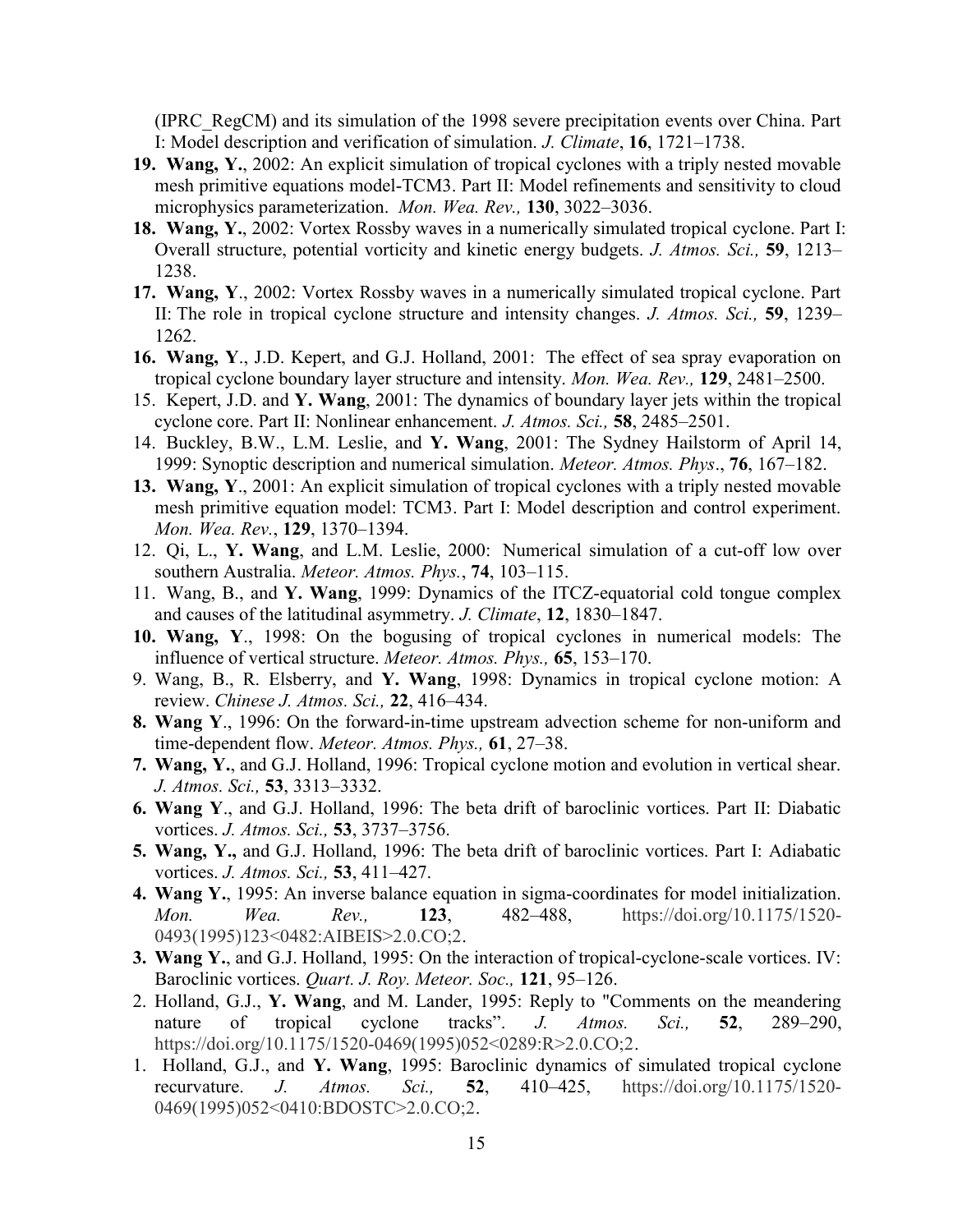(IPRC_RegCM) and its simulation of the 1998 severe precipitation events over China. Part I: Model description and verification of simulation. *J. Climate*, **16**, 1721–1738.

19. **Wang, Y.**, 2002: An explicit simulation of tropical cyclones with a triply nested movable mesh primitive equations model-TCM3. Part II: Model refinements and sensitivity to cloud microphysics parameterization. *Mon. Wea. Rev.,* **130**, 3022–3036.

18. **Wang, Y.**, 2002: Vortex Rossby waves in a numerically simulated tropical cyclone. Part I: Overall structure, potential vorticity and kinetic energy budgets. *J. Atmos. Sci.,* **59**, 1213–1238.

17. **Wang, Y**., 2002: Vortex Rossby waves in a numerically simulated tropical cyclone. Part II: The role in tropical cyclone structure and intensity changes. *J. Atmos. Sci.,* **59**, 1239–1262.

16. **Wang, Y**., J.D. Kepert, and G.J. Holland, 2001: The effect of sea spray evaporation on tropical cyclone boundary layer structure and intensity. *Mon. Wea. Rev.,* **129**, 2481–2500.

15. Kepert, J.D. and **Y. Wang**, 2001: The dynamics of boundary layer jets within the tropical cyclone core. Part II: Nonlinear enhancement. *J. Atmos. Sci.,* **58**, 2485–2501.

14. Buckley, B.W., L.M. Leslie, and **Y. Wang**, 2001: The Sydney Hailstorm of April 14, 1999: Synoptic description and numerical simulation. *Meteor. Atmos. Phys*., **76**, 167–182.

13. **Wang, Y**., 2001: An explicit simulation of tropical cyclones with a triply nested movable mesh primitive equation model: TCM3. Part I: Model description and control experiment. *Mon. Wea. Rev.*, **129**, 1370–1394.

12. Qi, L., **Y. Wang**, and L.M. Leslie, 2000: Numerical simulation of a cut-off low over southern Australia. *Meteor. Atmos. Phys.*, **74**, 103–115.

11. Wang, B., and **Y. Wang**, 1999: Dynamics of the ITCZ-equatorial cold tongue complex and causes of the latitudinal asymmetry. *J. Climate*, **12**, 1830–1847.

10. **Wang, Y**., 1998: On the bogusing of tropical cyclones in numerical models: The influence of vertical structure. *Meteor. Atmos. Phys.,* **65**, 153–170.

9. Wang, B., R. Elsberry, and **Y. Wang**, 1998: Dynamics in tropical cyclone motion: A review. *Chinese J. Atmos. Sci.,* **22**, 416–434.

8. **Wang Y**., 1996: On the forward-in-time upstream advection scheme for non-uniform and time-dependent flow. *Meteor. Atmos. Phys.,* **61**, 27–38.

7. **Wang, Y.**, and G.J. Holland, 1996: Tropical cyclone motion and evolution in vertical shear. *J. Atmos. Sci.,* **53**, 3313–3332.

6. **Wang Y**., and G.J. Holland, 1996: The beta drift of baroclinic vortices. Part II: Diabatic vortices. *J. Atmos. Sci.,* **53**, 3737–3756.

5. **Wang, Y.,** and G.J. Holland, 1996: The beta drift of baroclinic vortices. Part I: Adiabatic vortices. *J. Atmos. Sci.,* **53**, 411–427.

4. **Wang Y.**, 1995: An inverse balance equation in sigma-coordinates for model initialization. *Mon. Wea. Rev.,* **123**, 482–488, https://doi.org/10.1175/1520-0493(1995)123<0482:AIBEIS>2.0.CO;2.

3. **Wang Y.**, and G.J. Holland, 1995: On the interaction of tropical-cyclone-scale vortices. IV: Baroclinic vortices. *Quart. J. Roy. Meteor. Soc.,* **121**, 95–126.

2. Holland, G.J., **Y. Wang**, and M. Lander, 1995: Reply to "Comments on the meandering nature of tropical cyclone tracks". *J. Atmos. Sci.,* **52**, 289–290, https://doi.org/10.1175/1520-0469(1995)052<0289:R>2.0.CO;2.

1. Holland, G.J., and **Y. Wang**, 1995: Baroclinic dynamics of simulated tropical cyclone recurvature. *J. Atmos. Sci.,* **52**, 410–425, https://doi.org/10.1175/1520-0469(1995)052<0410:BDOSTC>2.0.CO;2.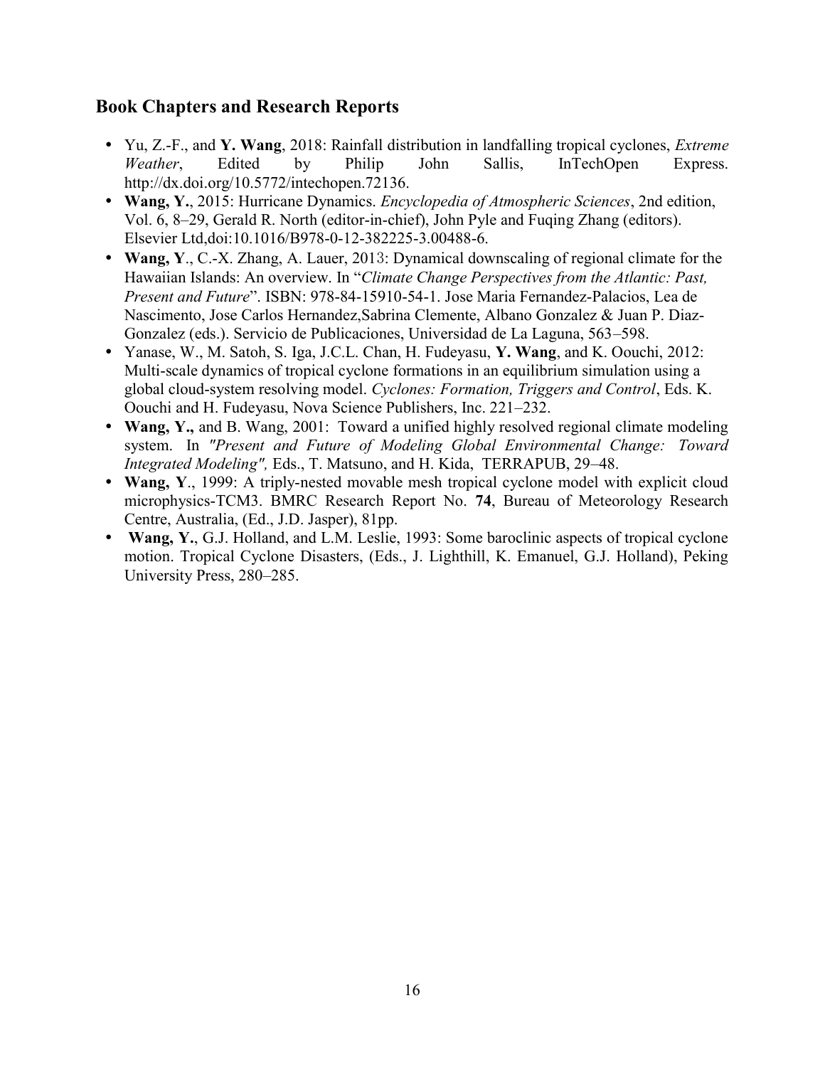## Book Chapters and Research Reports

- Yu, Z.-F., and **Y. Wang**, 2018: Rainfall distribution in landfalling tropical cyclones, *Extreme Weather*, Edited by Philip John Sallis, InTechOpen Express. http://dx.doi.org/10.5772/intechopen.72136.
- **Wang, Y.**, 2015: Hurricane Dynamics. *Encyclopedia of Atmospheric Sciences*, 2nd edition, Vol. 6, 8–29, Gerald R. North (editor-in-chief), John Pyle and Fuqing Zhang (editors). Elsevier Ltd,doi:10.1016/B978-0-12-382225-3.00488-6.
- **Wang, Y**., C.-X. Zhang, A. Lauer, 2013: Dynamical downscaling of regional climate for the Hawaiian Islands: An overview. In "*Climate Change Perspectives from the Atlantic: Past, Present and Future*". ISBN: 978-84-15910-54-1. Jose Maria Fernandez-Palacios, Lea de Nascimento, Jose Carlos Hernandez,Sabrina Clemente, Albano Gonzalez & Juan P. Diaz-Gonzalez (eds.). Servicio de Publicaciones, Universidad de La Laguna, 563–598.
- Yanase, W., M. Satoh, S. Iga, J.C.L. Chan, H. Fudeyasu, **Y. Wang**, and K. Oouchi, 2012: Multi-scale dynamics of tropical cyclone formations in an equilibrium simulation using a global cloud-system resolving model. *Cyclones: Formation, Triggers and Control*, Eds. K. Oouchi and H. Fudeyasu, Nova Science Publishers, Inc. 221–232.
- **Wang, Y.,** and B. Wang, 2001: Toward a unified highly resolved regional climate modeling system. In *"Present and Future of Modeling Global Environmental Change: Toward Integrated Modeling",* Eds., T. Matsuno, and H. Kida, TERRAPUB, 29–48.
- **Wang, Y**., 1999: A triply-nested movable mesh tropical cyclone model with explicit cloud microphysics-TCM3. BMRC Research Report No. **74**, Bureau of Meteorology Research Centre, Australia, (Ed., J.D. Jasper), 81pp.
- **Wang, Y.**, G.J. Holland, and L.M. Leslie, 1993: Some baroclinic aspects of tropical cyclone motion. Tropical Cyclone Disasters, (Eds., J. Lighthill, K. Emanuel, G.J. Holland), Peking University Press, 280–285.